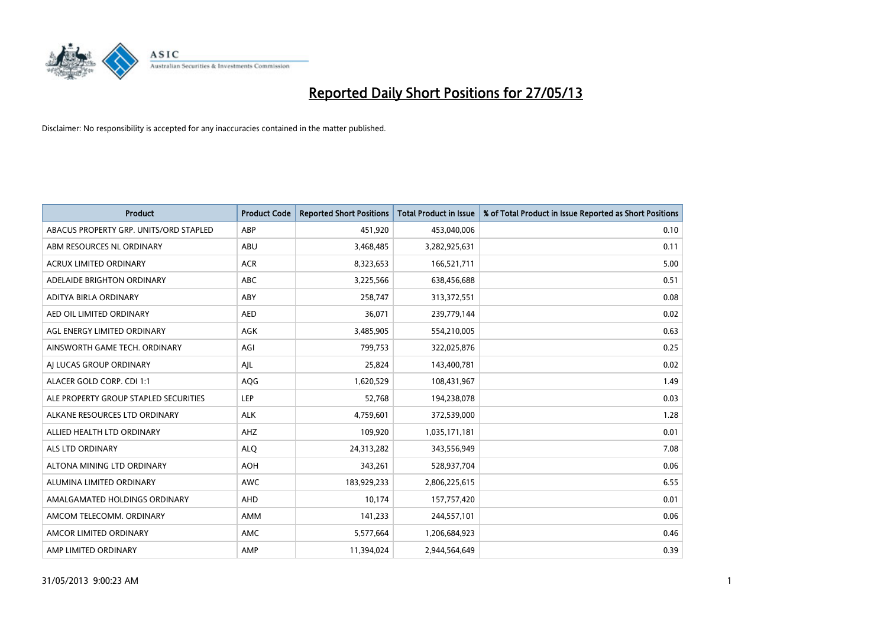# Reported Daily Short Positions for 27/05/13

Disclaimer: No responsibility is accepted for any inaccuracies contained in the matter published.

| Product | Product Code | Reported Short Positions | Total Product in Issue | % of Total Product in Issue Reported as Short Positions |
|---|---|---|---|---|
| ABACUS PROPERTY GRP. UNITS/ORD STAPLED | ABP | 451,920 | 453,040,006 | 0.10 |
| ABM RESOURCES NL ORDINARY | ABU | 3,468,485 | 3,282,925,631 | 0.11 |
| ACRUX LIMITED ORDINARY | ACR | 8,323,653 | 166,521,711 | 5.00 |
| ADELAIDE BRIGHTON ORDINARY | ABC | 3,225,566 | 638,456,688 | 0.51 |
| ADITYA BIRLA ORDINARY | ABY | 258,747 | 313,372,551 | 0.08 |
| AED OIL LIMITED ORDINARY | AED | 36,071 | 239,779,144 | 0.02 |
| AGL ENERGY LIMITED ORDINARY | AGK | 3,485,905 | 554,210,005 | 0.63 |
| AINSWORTH GAME TECH. ORDINARY | AGI | 799,753 | 322,025,876 | 0.25 |
| AJ LUCAS GROUP ORDINARY | AJL | 25,824 | 143,400,781 | 0.02 |
| ALACER GOLD CORP. CDI 1:1 | AQG | 1,620,529 | 108,431,967 | 1.49 |
| ALE PROPERTY GROUP STAPLED SECURITIES | LEP | 52,768 | 194,238,078 | 0.03 |
| ALKANE RESOURCES LTD ORDINARY | ALK | 4,759,601 | 372,539,000 | 1.28 |
| ALLIED HEALTH LTD ORDINARY | AHZ | 109,920 | 1,035,171,181 | 0.01 |
| ALS LTD ORDINARY | ALQ | 24,313,282 | 343,556,949 | 7.08 |
| ALTONA MINING LTD ORDINARY | AOH | 343,261 | 528,937,704 | 0.06 |
| ALUMINA LIMITED ORDINARY | AWC | 183,929,233 | 2,806,225,615 | 6.55 |
| AMALGAMATED HOLDINGS ORDINARY | AHD | 10,174 | 157,757,420 | 0.01 |
| AMCOM TELECOMM. ORDINARY | AMM | 141,233 | 244,557,101 | 0.06 |
| AMCOR LIMITED ORDINARY | AMC | 5,577,664 | 1,206,684,923 | 0.46 |
| AMP LIMITED ORDINARY | AMP | 11,394,024 | 2,944,564,649 | 0.39 |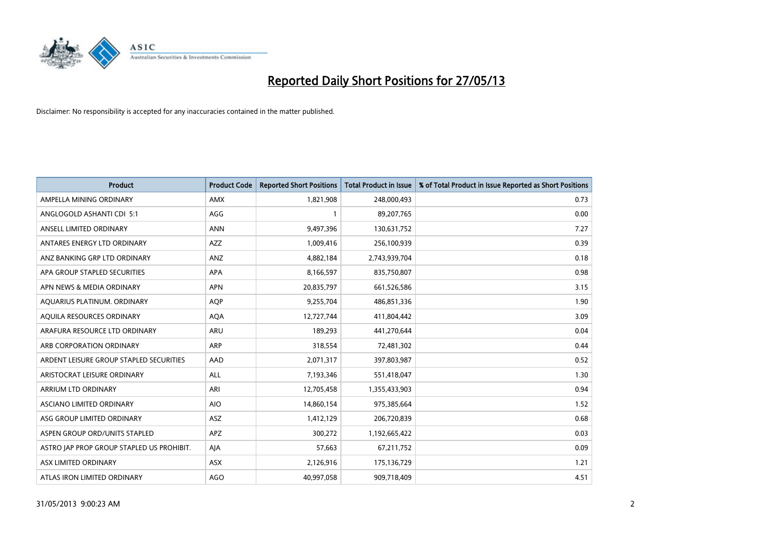# Reported Daily Short Positions for 27/05/13

Disclaimer: No responsibility is accepted for any inaccuracies contained in the matter published.

| Product | Product Code | Reported Short Positions | Total Product in Issue | % of Total Product in Issue Reported as Short Positions |
|---|---|---|---|---|
| AMPELLA MINING ORDINARY | AMX | 1,821,908 | 248,000,493 | 0.73 |
| ANGLOGOLD ASHANTI CDI 5:1 | AGG | 1 | 89,207,765 | 0.00 |
| ANSELL LIMITED ORDINARY | ANN | 9,497,396 | 130,631,752 | 7.27 |
| ANTARES ENERGY LTD ORDINARY | AZZ | 1,009,416 | 256,100,939 | 0.39 |
| ANZ BANKING GRP LTD ORDINARY | ANZ | 4,882,184 | 2,743,939,704 | 0.18 |
| APA GROUP STAPLED SECURITIES | APA | 8,166,597 | 835,750,807 | 0.98 |
| APN NEWS & MEDIA ORDINARY | APN | 20,835,797 | 661,526,586 | 3.15 |
| AQUARIUS PLATINUM. ORDINARY | AQP | 9,255,704 | 486,851,336 | 1.90 |
| AQUILA RESOURCES ORDINARY | AQA | 12,727,744 | 411,804,442 | 3.09 |
| ARAFURA RESOURCE LTD ORDINARY | ARU | 189,293 | 441,270,644 | 0.04 |
| ARB CORPORATION ORDINARY | ARP | 318,554 | 72,481,302 | 0.44 |
| ARDENT LEISURE GROUP STAPLED SECURITIES | AAD | 2,071,317 | 397,803,987 | 0.52 |
| ARISTOCRAT LEISURE ORDINARY | ALL | 7,193,346 | 551,418,047 | 1.30 |
| ARRIUM LTD ORDINARY | ARI | 12,705,458 | 1,355,433,903 | 0.94 |
| ASCIANO LIMITED ORDINARY | AIO | 14,860,154 | 975,385,664 | 1.52 |
| ASG GROUP LIMITED ORDINARY | ASZ | 1,412,129 | 206,720,839 | 0.68 |
| ASPEN GROUP ORD/UNITS STAPLED | APZ | 300,272 | 1,192,665,422 | 0.03 |
| ASTRO JAP PROP GROUP STAPLED US PROHIBIT. | AJA | 57,663 | 67,211,752 | 0.09 |
| ASX LIMITED ORDINARY | ASX | 2,126,916 | 175,136,729 | 1.21 |
| ATLAS IRON LIMITED ORDINARY | AGO | 40,997,058 | 909,718,409 | 4.51 |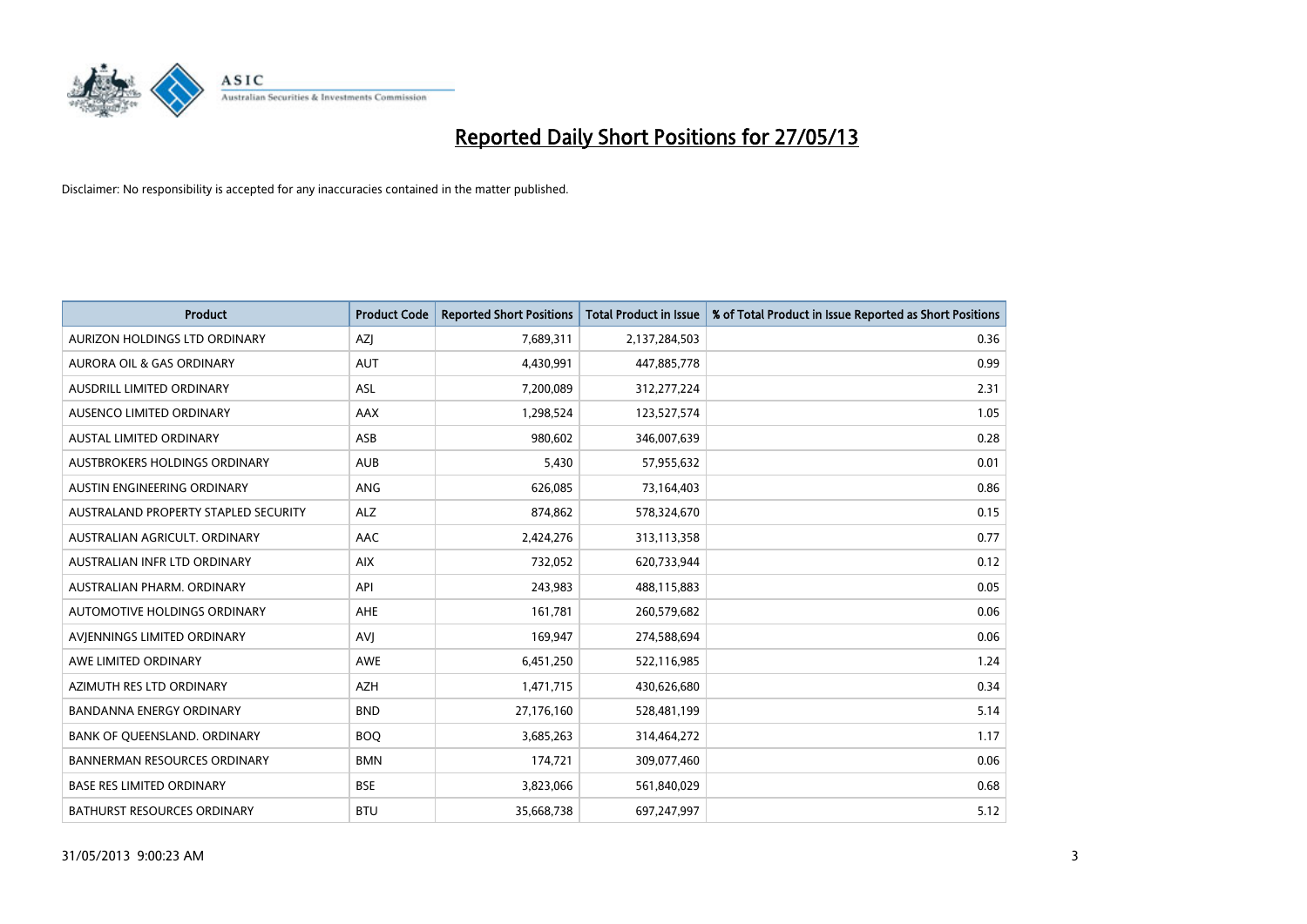# Reported Daily Short Positions for 27/05/13

Disclaimer: No responsibility is accepted for any inaccuracies contained in the matter published.

| Product | Product Code | Reported Short Positions | Total Product in Issue | % of Total Product in Issue Reported as Short Positions |
|---|---|---|---|---|
| AURIZON HOLDINGS LTD ORDINARY | AZJ | 7,689,311 | 2,137,284,503 | 0.36 |
| AURORA OIL & GAS ORDINARY | AUT | 4,430,991 | 447,885,778 | 0.99 |
| AUSDRILL LIMITED ORDINARY | ASL | 7,200,089 | 312,277,224 | 2.31 |
| AUSENCO LIMITED ORDINARY | AAX | 1,298,524 | 123,527,574 | 1.05 |
| AUSTAL LIMITED ORDINARY | ASB | 980,602 | 346,007,639 | 0.28 |
| AUSTBROKERS HOLDINGS ORDINARY | AUB | 5,430 | 57,955,632 | 0.01 |
| AUSTIN ENGINEERING ORDINARY | ANG | 626,085 | 73,164,403 | 0.86 |
| AUSTRALAND PROPERTY STAPLED SECURITY | ALZ | 874,862 | 578,324,670 | 0.15 |
| AUSTRALIAN AGRICULT. ORDINARY | AAC | 2,424,276 | 313,113,358 | 0.77 |
| AUSTRALIAN INFR LTD ORDINARY | AIX | 732,052 | 620,733,944 | 0.12 |
| AUSTRALIAN PHARM. ORDINARY | API | 243,983 | 488,115,883 | 0.05 |
| AUTOMOTIVE HOLDINGS ORDINARY | AHE | 161,781 | 260,579,682 | 0.06 |
| AVJENNINGS LIMITED ORDINARY | AVJ | 169,947 | 274,588,694 | 0.06 |
| AWE LIMITED ORDINARY | AWE | 6,451,250 | 522,116,985 | 1.24 |
| AZIMUTH RES LTD ORDINARY | AZH | 1,471,715 | 430,626,680 | 0.34 |
| BANDANNA ENERGY ORDINARY | BND | 27,176,160 | 528,481,199 | 5.14 |
| BANK OF QUEENSLAND. ORDINARY | BOQ | 3,685,263 | 314,464,272 | 1.17 |
| BANNERMAN RESOURCES ORDINARY | BMN | 174,721 | 309,077,460 | 0.06 |
| BASE RES LIMITED ORDINARY | BSE | 3,823,066 | 561,840,029 | 0.68 |
| BATHURST RESOURCES ORDINARY | BTU | 35,668,738 | 697,247,997 | 5.12 |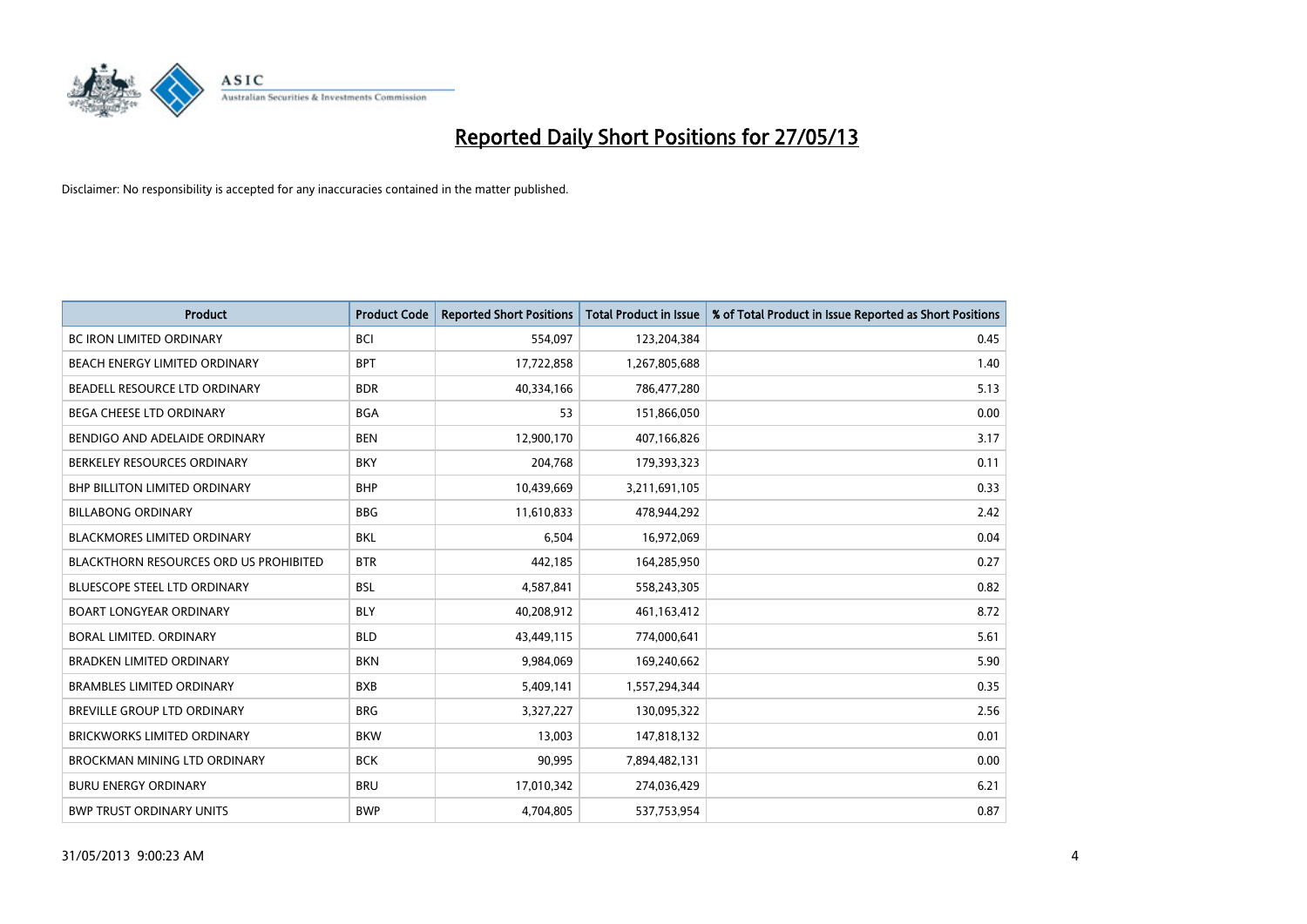# Reported Daily Short Positions for 27/05/13

Disclaimer: No responsibility is accepted for any inaccuracies contained in the matter published.

| Product | Product Code | Reported Short Positions | Total Product in Issue | % of Total Product in Issue Reported as Short Positions |
|---|---|---|---|---|
| BC IRON LIMITED ORDINARY | BCI | 554,097 | 123,204,384 | 0.45 |
| BEACH ENERGY LIMITED ORDINARY | BPT | 17,722,858 | 1,267,805,688 | 1.40 |
| BEADELL RESOURCE LTD ORDINARY | BDR | 40,334,166 | 786,477,280 | 5.13 |
| BEGA CHEESE LTD ORDINARY | BGA | 53 | 151,866,050 | 0.00 |
| BENDIGO AND ADELAIDE ORDINARY | BEN | 12,900,170 | 407,166,826 | 3.17 |
| BERKELEY RESOURCES ORDINARY | BKY | 204,768 | 179,393,323 | 0.11 |
| BHP BILLITON LIMITED ORDINARY | BHP | 10,439,669 | 3,211,691,105 | 0.33 |
| BILLABONG ORDINARY | BBG | 11,610,833 | 478,944,292 | 2.42 |
| BLACKMORES LIMITED ORDINARY | BKL | 6,504 | 16,972,069 | 0.04 |
| BLACKTHORN RESOURCES ORD US PROHIBITED | BTR | 442,185 | 164,285,950 | 0.27 |
| BLUESCOPE STEEL LTD ORDINARY | BSL | 4,587,841 | 558,243,305 | 0.82 |
| BOART LONGYEAR ORDINARY | BLY | 40,208,912 | 461,163,412 | 8.72 |
| BORAL LIMITED. ORDINARY | BLD | 43,449,115 | 774,000,641 | 5.61 |
| BRADKEN LIMITED ORDINARY | BKN | 9,984,069 | 169,240,662 | 5.90 |
| BRAMBLES LIMITED ORDINARY | BXB | 5,409,141 | 1,557,294,344 | 0.35 |
| BREVILLE GROUP LTD ORDINARY | BRG | 3,327,227 | 130,095,322 | 2.56 |
| BRICKWORKS LIMITED ORDINARY | BKW | 13,003 | 147,818,132 | 0.01 |
| BROCKMAN MINING LTD ORDINARY | BCK | 90,995 | 7,894,482,131 | 0.00 |
| BURU ENERGY ORDINARY | BRU | 17,010,342 | 274,036,429 | 6.21 |
| BWP TRUST ORDINARY UNITS | BWP | 4,704,805 | 537,753,954 | 0.87 |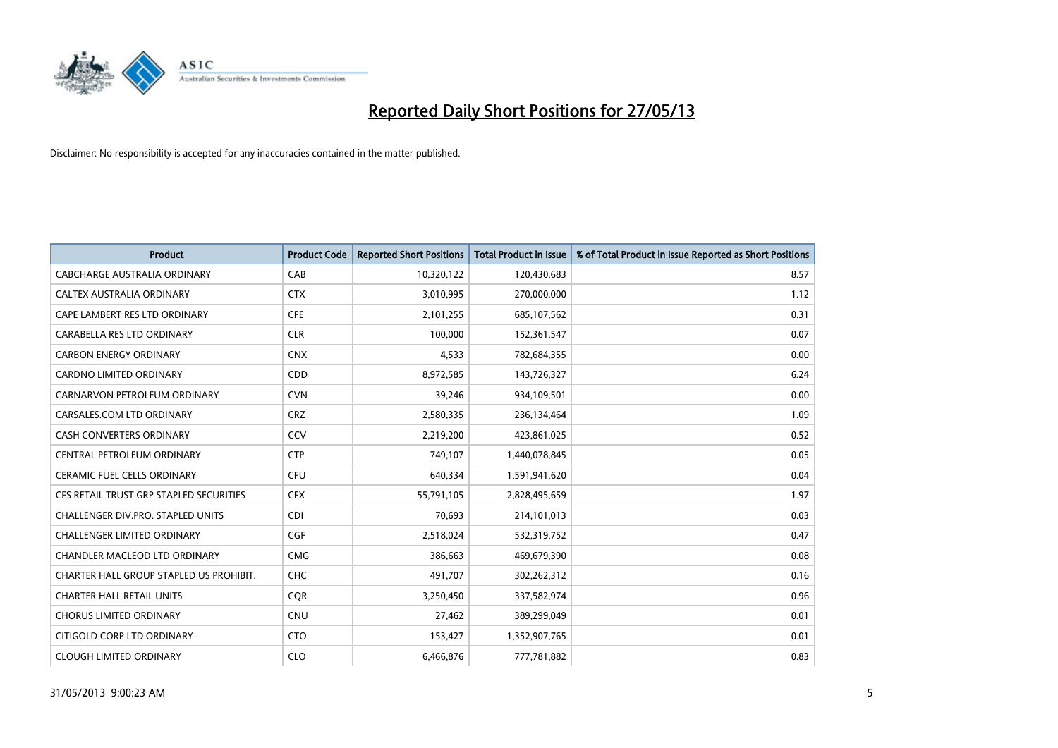# Reported Daily Short Positions for 27/05/13

Disclaimer: No responsibility is accepted for any inaccuracies contained in the matter published.

| Product | Product Code | Reported Short Positions | Total Product in Issue | % of Total Product in Issue Reported as Short Positions |
|---|---|---|---|---|
| CABCHARGE AUSTRALIA ORDINARY | CAB | 10,320,122 | 120,430,683 | 8.57 |
| CALTEX AUSTRALIA ORDINARY | CTX | 3,010,995 | 270,000,000 | 1.12 |
| CAPE LAMBERT RES LTD ORDINARY | CFE | 2,101,255 | 685,107,562 | 0.31 |
| CARABELLA RES LTD ORDINARY | CLR | 100,000 | 152,361,547 | 0.07 |
| CARBON ENERGY ORDINARY | CNX | 4,533 | 782,684,355 | 0.00 |
| CARDNO LIMITED ORDINARY | CDD | 8,972,585 | 143,726,327 | 6.24 |
| CARNARVON PETROLEUM ORDINARY | CVN | 39,246 | 934,109,501 | 0.00 |
| CARSALES.COM LTD ORDINARY | CRZ | 2,580,335 | 236,134,464 | 1.09 |
| CASH CONVERTERS ORDINARY | CCV | 2,219,200 | 423,861,025 | 0.52 |
| CENTRAL PETROLEUM ORDINARY | CTP | 749,107 | 1,440,078,845 | 0.05 |
| CERAMIC FUEL CELLS ORDINARY | CFU | 640,334 | 1,591,941,620 | 0.04 |
| CFS RETAIL TRUST GRP STAPLED SECURITIES | CFX | 55,791,105 | 2,828,495,659 | 1.97 |
| CHALLENGER DIV.PRO. STAPLED UNITS | CDI | 70,693 | 214,101,013 | 0.03 |
| CHALLENGER LIMITED ORDINARY | CGF | 2,518,024 | 532,319,752 | 0.47 |
| CHANDLER MACLEOD LTD ORDINARY | CMG | 386,663 | 469,679,390 | 0.08 |
| CHARTER HALL GROUP STAPLED US PROHIBIT. | CHC | 491,707 | 302,262,312 | 0.16 |
| CHARTER HALL RETAIL UNITS | CQR | 3,250,450 | 337,582,974 | 0.96 |
| CHORUS LIMITED ORDINARY | CNU | 27,462 | 389,299,049 | 0.01 |
| CITIGOLD CORP LTD ORDINARY | CTO | 153,427 | 1,352,907,765 | 0.01 |
| CLOUGH LIMITED ORDINARY | CLO | 6,466,876 | 777,781,882 | 0.83 |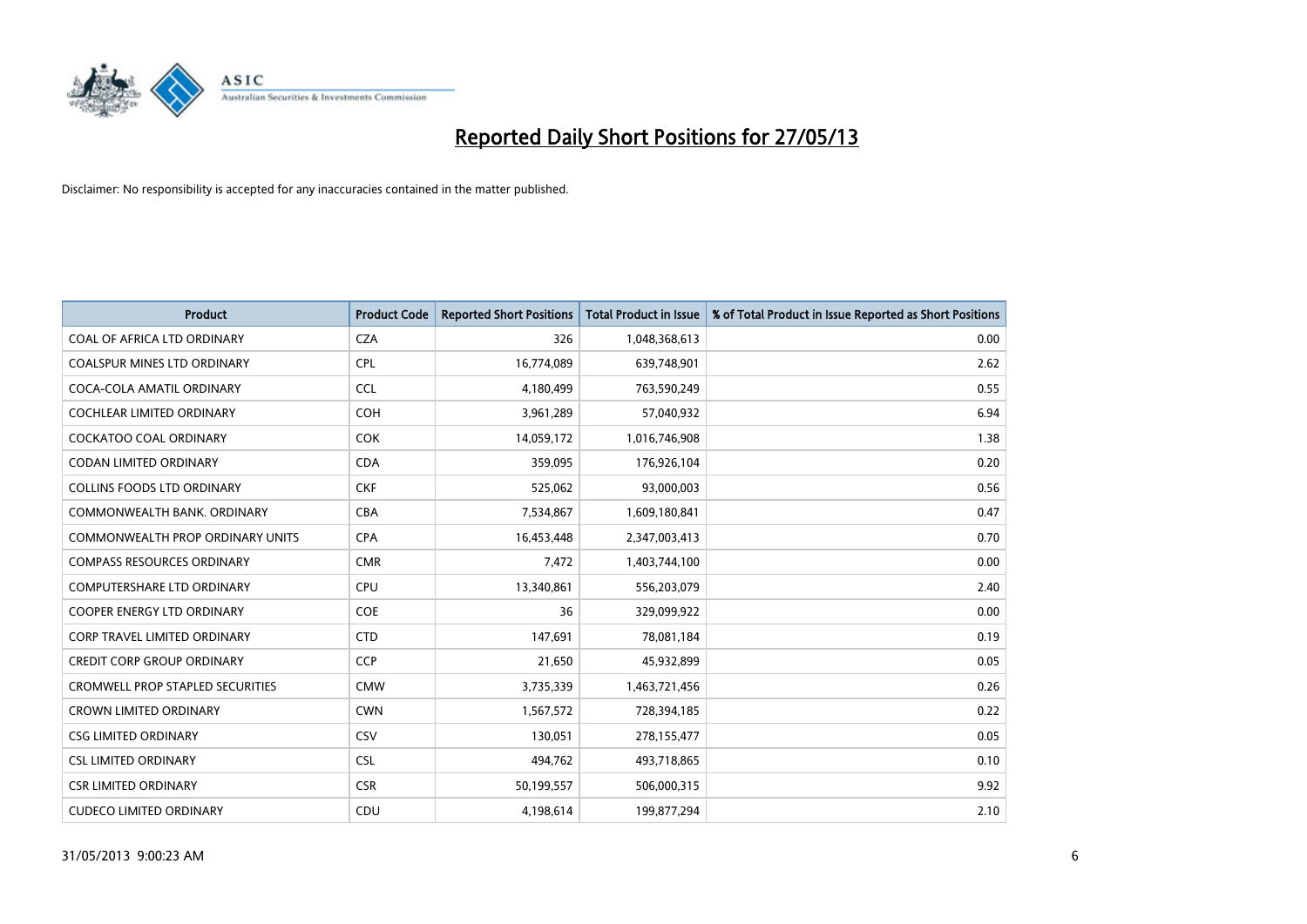# Reported Daily Short Positions for 27/05/13

Disclaimer: No responsibility is accepted for any inaccuracies contained in the matter published.

| Product | Product Code | Reported Short Positions | Total Product in Issue | % of Total Product in Issue Reported as Short Positions |
|---|---|---|---|---|
| COAL OF AFRICA LTD ORDINARY | CZA | 326 | 1,048,368,613 | 0.00 |
| COALSPUR MINES LTD ORDINARY | CPL | 16,774,089 | 639,748,901 | 2.62 |
| COCA-COLA AMATIL ORDINARY | CCL | 4,180,499 | 763,590,249 | 0.55 |
| COCHLEAR LIMITED ORDINARY | COH | 3,961,289 | 57,040,932 | 6.94 |
| COCKATOO COAL ORDINARY | COK | 14,059,172 | 1,016,746,908 | 1.38 |
| CODAN LIMITED ORDINARY | CDA | 359,095 | 176,926,104 | 0.20 |
| COLLINS FOODS LTD ORDINARY | CKF | 525,062 | 93,000,003 | 0.56 |
| COMMONWEALTH BANK. ORDINARY | CBA | 7,534,867 | 1,609,180,841 | 0.47 |
| COMMONWEALTH PROP ORDINARY UNITS | CPA | 16,453,448 | 2,347,003,413 | 0.70 |
| COMPASS RESOURCES ORDINARY | CMR | 7,472 | 1,403,744,100 | 0.00 |
| COMPUTERSHARE LTD ORDINARY | CPU | 13,340,861 | 556,203,079 | 2.40 |
| COOPER ENERGY LTD ORDINARY | COE | 36 | 329,099,922 | 0.00 |
| CORP TRAVEL LIMITED ORDINARY | CTD | 147,691 | 78,081,184 | 0.19 |
| CREDIT CORP GROUP ORDINARY | CCP | 21,650 | 45,932,899 | 0.05 |
| CROMWELL PROP STAPLED SECURITIES | CMW | 3,735,339 | 1,463,721,456 | 0.26 |
| CROWN LIMITED ORDINARY | CWN | 1,567,572 | 728,394,185 | 0.22 |
| CSG LIMITED ORDINARY | CSV | 130,051 | 278,155,477 | 0.05 |
| CSL LIMITED ORDINARY | CSL | 494,762 | 493,718,865 | 0.10 |
| CSR LIMITED ORDINARY | CSR | 50,199,557 | 506,000,315 | 9.92 |
| CUDECO LIMITED ORDINARY | CDU | 4,198,614 | 199,877,294 | 2.10 |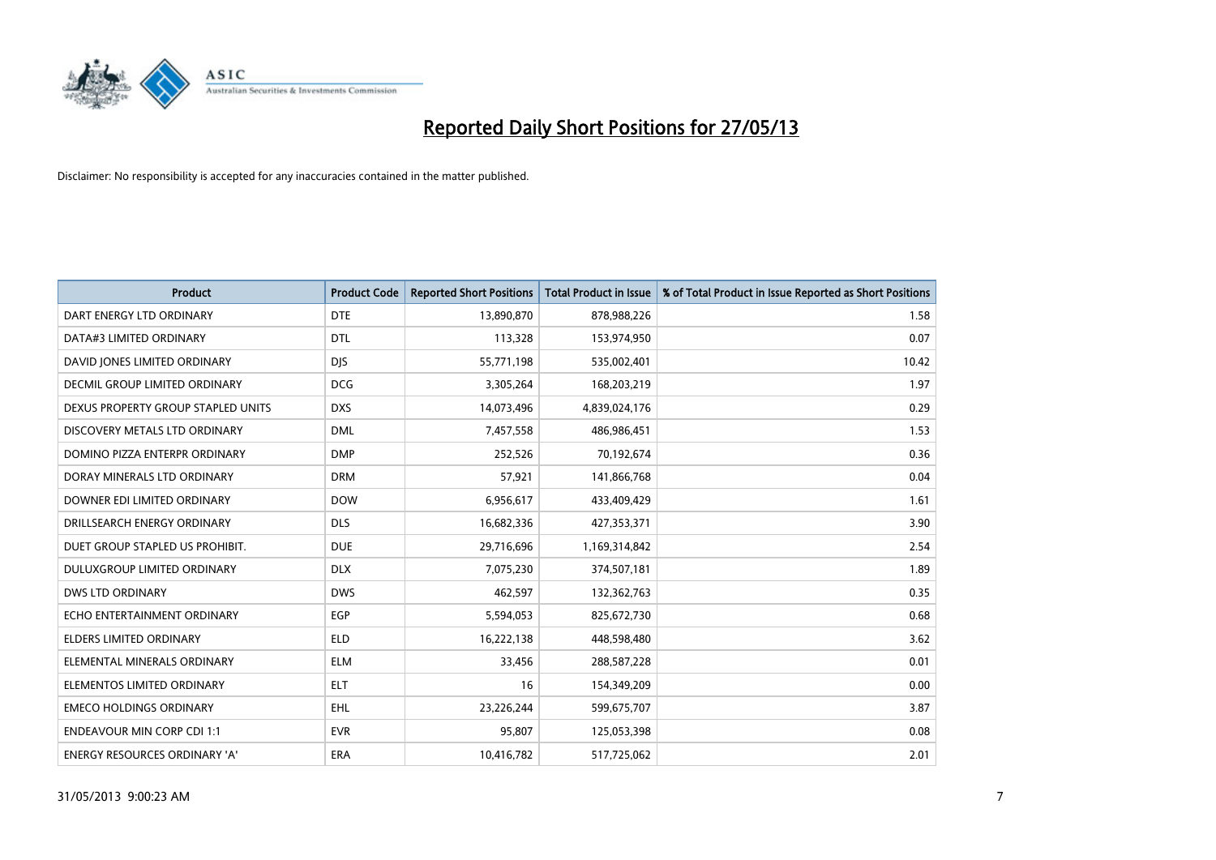# Reported Daily Short Positions for 27/05/13

Disclaimer: No responsibility is accepted for any inaccuracies contained in the matter published.

| Product | Product Code | Reported Short Positions | Total Product in Issue | % of Total Product in Issue Reported as Short Positions |
|---|---|---|---|---|
| DART ENERGY LTD ORDINARY | DTE | 13,890,870 | 878,988,226 | 1.58 |
| DATA#3 LIMITED ORDINARY | DTL | 113,328 | 153,974,950 | 0.07 |
| DAVID JONES LIMITED ORDINARY | DJS | 55,771,198 | 535,002,401 | 10.42 |
| DECMIL GROUP LIMITED ORDINARY | DCG | 3,305,264 | 168,203,219 | 1.97 |
| DEXUS PROPERTY GROUP STAPLED UNITS | DXS | 14,073,496 | 4,839,024,176 | 0.29 |
| DISCOVERY METALS LTD ORDINARY | DML | 7,457,558 | 486,986,451 | 1.53 |
| DOMINO PIZZA ENTERPR ORDINARY | DMP | 252,526 | 70,192,674 | 0.36 |
| DORAY MINERALS LTD ORDINARY | DRM | 57,921 | 141,866,768 | 0.04 |
| DOWNER EDI LIMITED ORDINARY | DOW | 6,956,617 | 433,409,429 | 1.61 |
| DRILLSEARCH ENERGY ORDINARY | DLS | 16,682,336 | 427,353,371 | 3.90 |
| DUET GROUP STAPLED US PROHIBIT. | DUE | 29,716,696 | 1,169,314,842 | 2.54 |
| DULUXGROUP LIMITED ORDINARY | DLX | 7,075,230 | 374,507,181 | 1.89 |
| DWS LTD ORDINARY | DWS | 462,597 | 132,362,763 | 0.35 |
| ECHO ENTERTAINMENT ORDINARY | EGP | 5,594,053 | 825,672,730 | 0.68 |
| ELDERS LIMITED ORDINARY | ELD | 16,222,138 | 448,598,480 | 3.62 |
| ELEMENTAL MINERALS ORDINARY | ELM | 33,456 | 288,587,228 | 0.01 |
| ELEMENTOS LIMITED ORDINARY | ELT | 16 | 154,349,209 | 0.00 |
| EMECO HOLDINGS ORDINARY | EHL | 23,226,244 | 599,675,707 | 3.87 |
| ENDEAVOUR MIN CORP CDI 1:1 | EVR | 95,807 | 125,053,398 | 0.08 |
| ENERGY RESOURCES ORDINARY 'A' | ERA | 10,416,782 | 517,725,062 | 2.01 |

31/05/2013 9:00:23 AM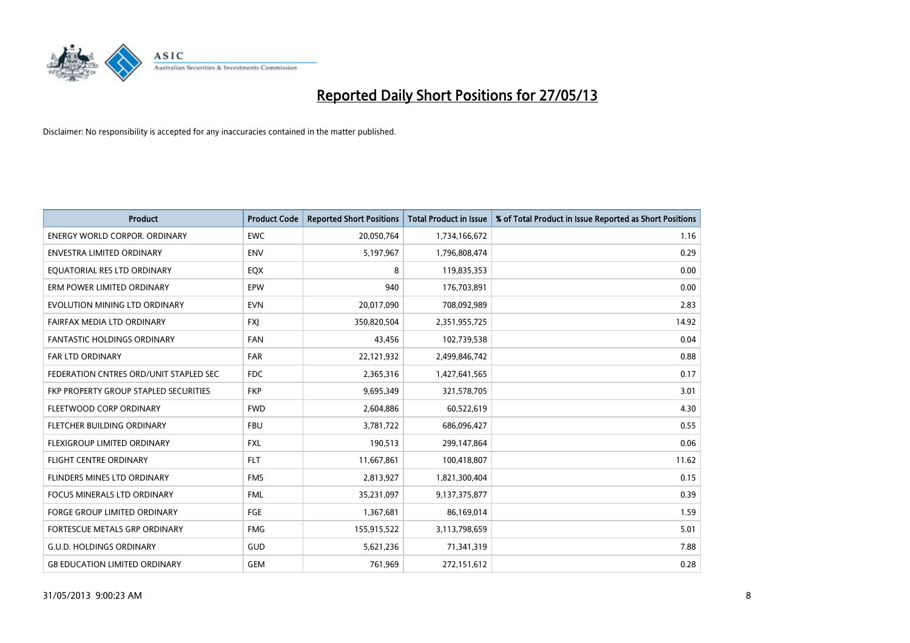# Reported Daily Short Positions for 27/05/13

Disclaimer: No responsibility is accepted for any inaccuracies contained in the matter published.

| Product | Product Code | Reported Short Positions | Total Product in Issue | % of Total Product in Issue Reported as Short Positions |
|---|---|---|---|---|
| ENERGY WORLD CORPOR. ORDINARY | EWC | 20,050,764 | 1,734,166,672 | 1.16 |
| ENVESTRA LIMITED ORDINARY | ENV | 5,197,967 | 1,796,808,474 | 0.29 |
| EQUATORIAL RES LTD ORDINARY | EQX | 8 | 119,835,353 | 0.00 |
| ERM POWER LIMITED ORDINARY | EPW | 940 | 176,703,891 | 0.00 |
| EVOLUTION MINING LTD ORDINARY | EVN | 20,017,090 | 708,092,989 | 2.83 |
| FAIRFAX MEDIA LTD ORDINARY | FXJ | 350,820,504 | 2,351,955,725 | 14.92 |
| FANTASTIC HOLDINGS ORDINARY | FAN | 43,456 | 102,739,538 | 0.04 |
| FAR LTD ORDINARY | FAR | 22,121,932 | 2,499,846,742 | 0.88 |
| FEDERATION CNTRES ORD/UNIT STAPLED SEC | FDC | 2,365,316 | 1,427,641,565 | 0.17 |
| FKP PROPERTY GROUP STAPLED SECURITIES | FKP | 9,695,349 | 321,578,705 | 3.01 |
| FLEETWOOD CORP ORDINARY | FWD | 2,604,886 | 60,522,619 | 4.30 |
| FLETCHER BUILDING ORDINARY | FBU | 3,781,722 | 686,096,427 | 0.55 |
| FLEXIGROUP LIMITED ORDINARY | FXL | 190,513 | 299,147,864 | 0.06 |
| FLIGHT CENTRE ORDINARY | FLT | 11,667,861 | 100,418,807 | 11.62 |
| FLINDERS MINES LTD ORDINARY | FMS | 2,813,927 | 1,821,300,404 | 0.15 |
| FOCUS MINERALS LTD ORDINARY | FML | 35,231,097 | 9,137,375,877 | 0.39 |
| FORGE GROUP LIMITED ORDINARY | FGE | 1,367,681 | 86,169,014 | 1.59 |
| FORTESCUE METALS GRP ORDINARY | FMG | 155,915,522 | 3,113,798,659 | 5.01 |
| G.U.D. HOLDINGS ORDINARY | GUD | 5,621,236 | 71,341,319 | 7.88 |
| G8 EDUCATION LIMITED ORDINARY | GEM | 761,969 | 272,151,612 | 0.28 |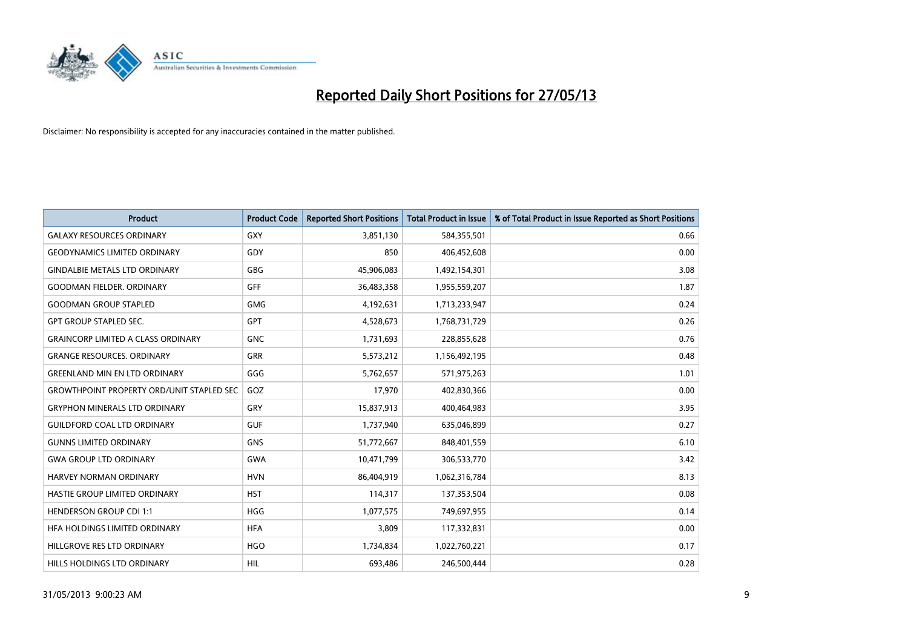# Reported Daily Short Positions for 27/05/13

Disclaimer: No responsibility is accepted for any inaccuracies contained in the matter published.

| Product | Product Code | Reported Short Positions | Total Product in Issue | % of Total Product in Issue Reported as Short Positions |
|---|---|---|---|---|
| GALAXY RESOURCES ORDINARY | GXY | 3,851,130 | 584,355,501 | 0.66 |
| GEODYNAMICS LIMITED ORDINARY | GDY | 850 | 406,452,608 | 0.00 |
| GINDALBIE METALS LTD ORDINARY | GBG | 45,906,083 | 1,492,154,301 | 3.08 |
| GOODMAN FIELDER. ORDINARY | GFF | 36,483,358 | 1,955,559,207 | 1.87 |
| GOODMAN GROUP STAPLED | GMG | 4,192,631 | 1,713,233,947 | 0.24 |
| GPT GROUP STAPLED SEC. | GPT | 4,528,673 | 1,768,731,729 | 0.26 |
| GRAINCORP LIMITED A CLASS ORDINARY | GNC | 1,731,693 | 228,855,628 | 0.76 |
| GRANGE RESOURCES. ORDINARY | GRR | 5,573,212 | 1,156,492,195 | 0.48 |
| GREENLAND MIN EN LTD ORDINARY | GGG | 5,762,657 | 571,975,263 | 1.01 |
| GROWTHPOINT PROPERTY ORD/UNIT STAPLED SEC | GOZ | 17,970 | 402,830,366 | 0.00 |
| GRYPHON MINERALS LTD ORDINARY | GRY | 15,837,913 | 400,464,983 | 3.95 |
| GUILDFORD COAL LTD ORDINARY | GUF | 1,737,940 | 635,046,899 | 0.27 |
| GUNNS LIMITED ORDINARY | GNS | 51,772,667 | 848,401,559 | 6.10 |
| GWA GROUP LTD ORDINARY | GWA | 10,471,799 | 306,533,770 | 3.42 |
| HARVEY NORMAN ORDINARY | HVN | 86,404,919 | 1,062,316,784 | 8.13 |
| HASTIE GROUP LIMITED ORDINARY | HST | 114,317 | 137,353,504 | 0.08 |
| HENDERSON GROUP CDI 1:1 | HGG | 1,077,575 | 749,697,955 | 0.14 |
| HFA HOLDINGS LIMITED ORDINARY | HFA | 3,809 | 117,332,831 | 0.00 |
| HILLGROVE RES LTD ORDINARY | HGO | 1,734,834 | 1,022,760,221 | 0.17 |
| HILLS HOLDINGS LTD ORDINARY | HIL | 693,486 | 246,500,444 | 0.28 |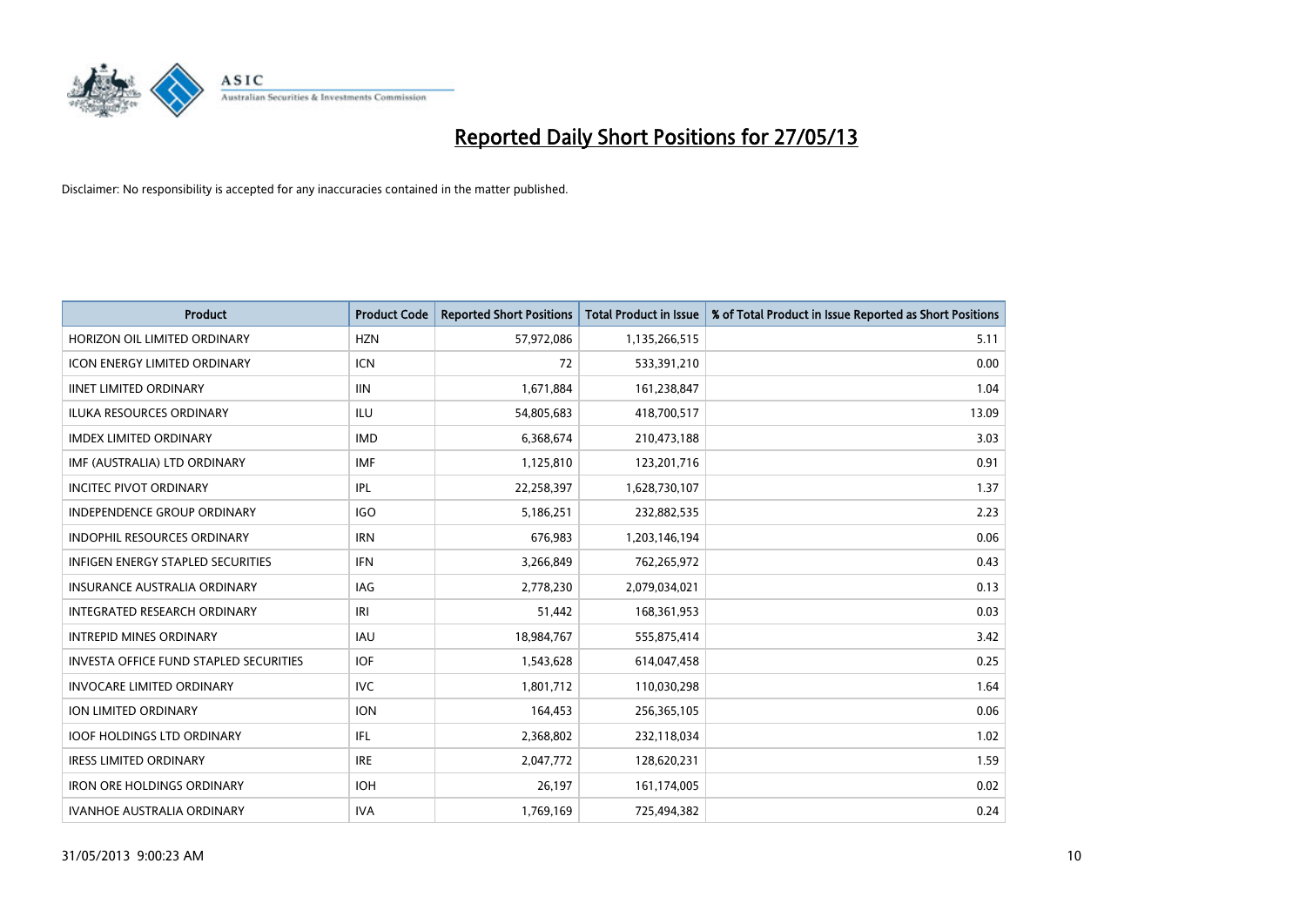# Reported Daily Short Positions for 27/05/13

Disclaimer: No responsibility is accepted for any inaccuracies contained in the matter published.

| Product | Product Code | Reported Short Positions | Total Product in Issue | % of Total Product in Issue Reported as Short Positions |
|---|---|---|---|---|
| HORIZON OIL LIMITED ORDINARY | HZN | 57,972,086 | 1,135,266,515 | 5.11 |
| ICON ENERGY LIMITED ORDINARY | ICN | 72 | 533,391,210 | 0.00 |
| IINET LIMITED ORDINARY | IIN | 1,671,884 | 161,238,847 | 1.04 |
| ILUKA RESOURCES ORDINARY | ILU | 54,805,683 | 418,700,517 | 13.09 |
| IMDEX LIMITED ORDINARY | IMD | 6,368,674 | 210,473,188 | 3.03 |
| IMF (AUSTRALIA) LTD ORDINARY | IMF | 1,125,810 | 123,201,716 | 0.91 |
| INCITEC PIVOT ORDINARY | IPL | 22,258,397 | 1,628,730,107 | 1.37 |
| INDEPENDENCE GROUP ORDINARY | IGO | 5,186,251 | 232,882,535 | 2.23 |
| INDOPHIL RESOURCES ORDINARY | IRN | 676,983 | 1,203,146,194 | 0.06 |
| INFIGEN ENERGY STAPLED SECURITIES | IFN | 3,266,849 | 762,265,972 | 0.43 |
| INSURANCE AUSTRALIA ORDINARY | IAG | 2,778,230 | 2,079,034,021 | 0.13 |
| INTEGRATED RESEARCH ORDINARY | IRI | 51,442 | 168,361,953 | 0.03 |
| INTREPID MINES ORDINARY | IAU | 18,984,767 | 555,875,414 | 3.42 |
| INVESTA OFFICE FUND STAPLED SECURITIES | IOF | 1,543,628 | 614,047,458 | 0.25 |
| INVOCARE LIMITED ORDINARY | IVC | 1,801,712 | 110,030,298 | 1.64 |
| ION LIMITED ORDINARY | ION | 164,453 | 256,365,105 | 0.06 |
| IOOF HOLDINGS LTD ORDINARY | IFL | 2,368,802 | 232,118,034 | 1.02 |
| IRESS LIMITED ORDINARY | IRE | 2,047,772 | 128,620,231 | 1.59 |
| IRON ORE HOLDINGS ORDINARY | IOH | 26,197 | 161,174,005 | 0.02 |
| IVANHOE AUSTRALIA ORDINARY | IVA | 1,769,169 | 725,494,382 | 0.24 |

31/05/2013 9:00:23 AM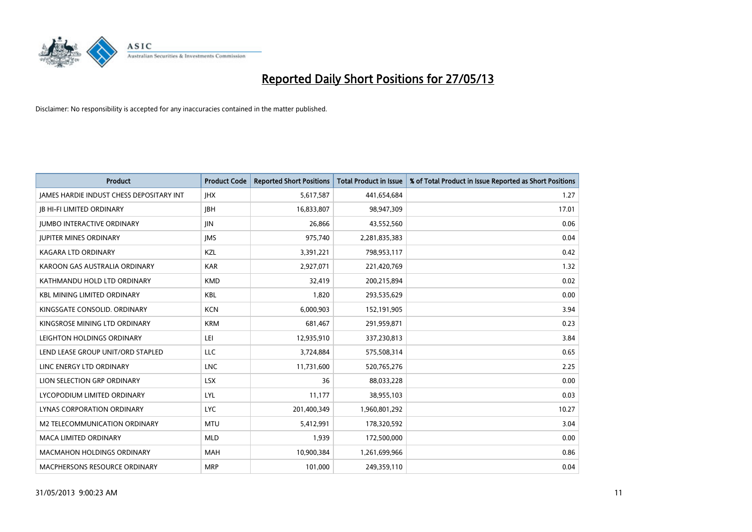# Reported Daily Short Positions for 27/05/13

Disclaimer: No responsibility is accepted for any inaccuracies contained in the matter published.

| Product | Product Code | Reported Short Positions | Total Product in Issue | % of Total Product in Issue Reported as Short Positions |
|---|---|---|---|---|
| JAMES HARDIE INDUST CHESS DEPOSITARY INT | JHX | 5,617,587 | 441,654,684 | 1.27 |
| JB HI-FI LIMITED ORDINARY | JBH | 16,833,807 | 98,947,309 | 17.01 |
| JUMBO INTERACTIVE ORDINARY | JIN | 26,866 | 43,552,560 | 0.06 |
| JUPITER MINES ORDINARY | JMS | 975,740 | 2,281,835,383 | 0.04 |
| KAGARA LTD ORDINARY | KZL | 3,391,221 | 798,953,117 | 0.42 |
| KAROON GAS AUSTRALIA ORDINARY | KAR | 2,927,071 | 221,420,769 | 1.32 |
| KATHMANDU HOLD LTD ORDINARY | KMD | 32,419 | 200,215,894 | 0.02 |
| KBL MINING LIMITED ORDINARY | KBL | 1,820 | 293,535,629 | 0.00 |
| KINGSGATE CONSOLID. ORDINARY | KCN | 6,000,903 | 152,191,905 | 3.94 |
| KINGSROSE MINING LTD ORDINARY | KRM | 681,467 | 291,959,871 | 0.23 |
| LEIGHTON HOLDINGS ORDINARY | LEI | 12,935,910 | 337,230,813 | 3.84 |
| LEND LEASE GROUP UNIT/ORD STAPLED | LLC | 3,724,884 | 575,508,314 | 0.65 |
| LINC ENERGY LTD ORDINARY | LNC | 11,731,600 | 520,765,276 | 2.25 |
| LION SELECTION GRP ORDINARY | LSX | 36 | 88,033,228 | 0.00 |
| LYCOPODIUM LIMITED ORDINARY | LYL | 11,177 | 38,955,103 | 0.03 |
| LYNAS CORPORATION ORDINARY | LYC | 201,400,349 | 1,960,801,292 | 10.27 |
| M2 TELECOMMUNICATION ORDINARY | MTU | 5,412,991 | 178,320,592 | 3.04 |
| MACA LIMITED ORDINARY | MLD | 1,939 | 172,500,000 | 0.00 |
| MACMAHON HOLDINGS ORDINARY | MAH | 10,900,384 | 1,261,699,966 | 0.86 |
| MACPHERSONS RESOURCE ORDINARY | MRP | 101,000 | 249,359,110 | 0.04 |

31/05/2013 9:00:23 AM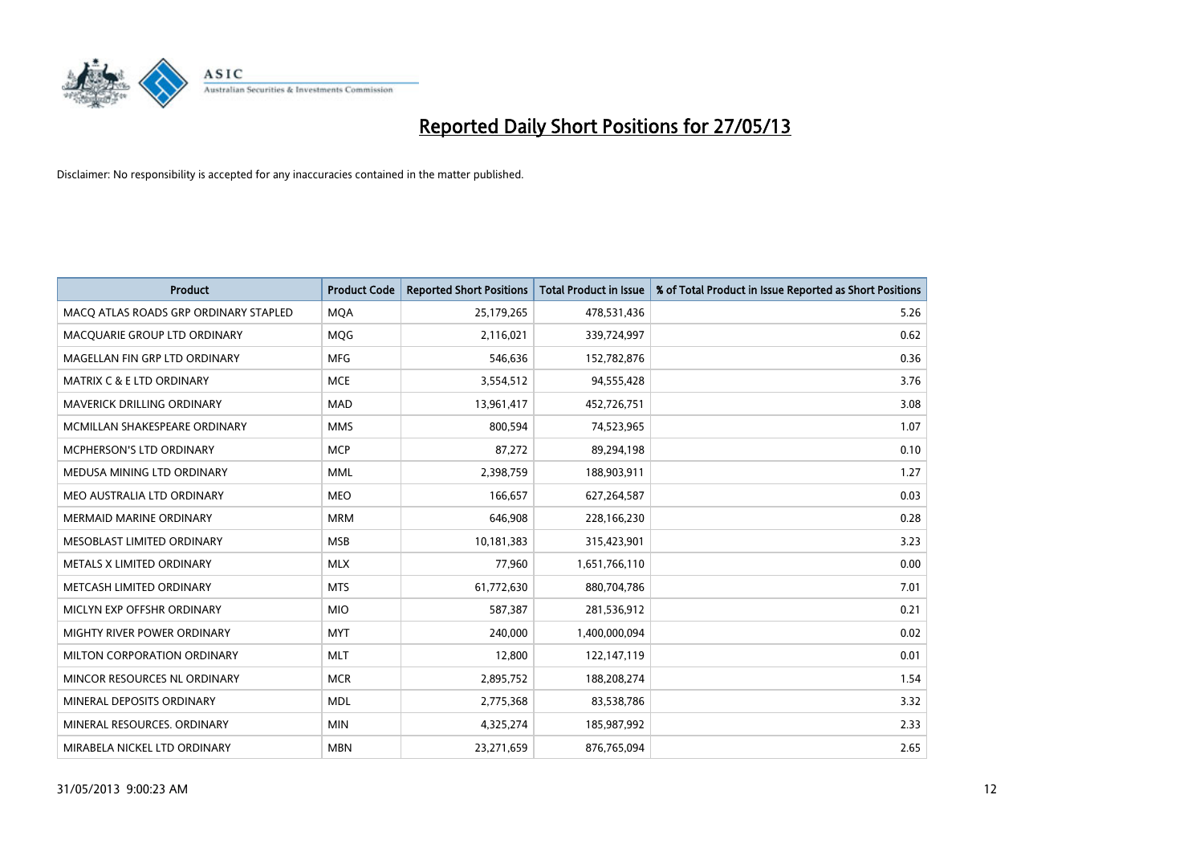# Reported Daily Short Positions for 27/05/13

Disclaimer: No responsibility is accepted for any inaccuracies contained in the matter published.

| Product | Product Code | Reported Short Positions | Total Product in Issue | % of Total Product in Issue Reported as Short Positions |
|---|---|---|---|---|
| MACQ ATLAS ROADS GRP ORDINARY STAPLED | MQA | 25,179,265 | 478,531,436 | 5.26 |
| MACQUARIE GROUP LTD ORDINARY | MQG | 2,116,021 | 339,724,997 | 0.62 |
| MAGELLAN FIN GRP LTD ORDINARY | MFG | 546,636 | 152,782,876 | 0.36 |
| MATRIX C & E LTD ORDINARY | MCE | 3,554,512 | 94,555,428 | 3.76 |
| MAVERICK DRILLING ORDINARY | MAD | 13,961,417 | 452,726,751 | 3.08 |
| MCMILLAN SHAKESPEARE ORDINARY | MMS | 800,594 | 74,523,965 | 1.07 |
| MCPHERSON'S LTD ORDINARY | MCP | 87,272 | 89,294,198 | 0.10 |
| MEDUSA MINING LTD ORDINARY | MML | 2,398,759 | 188,903,911 | 1.27 |
| MEO AUSTRALIA LTD ORDINARY | MEO | 166,657 | 627,264,587 | 0.03 |
| MERMAID MARINE ORDINARY | MRM | 646,908 | 228,166,230 | 0.28 |
| MESOBLAST LIMITED ORDINARY | MSB | 10,181,383 | 315,423,901 | 3.23 |
| METALS X LIMITED ORDINARY | MLX | 77,960 | 1,651,766,110 | 0.00 |
| METCASH LIMITED ORDINARY | MTS | 61,772,630 | 880,704,786 | 7.01 |
| MICLYN EXP OFFSHR ORDINARY | MIO | 587,387 | 281,536,912 | 0.21 |
| MIGHTY RIVER POWER ORDINARY | MYT | 240,000 | 1,400,000,094 | 0.02 |
| MILTON CORPORATION ORDINARY | MLT | 12,800 | 122,147,119 | 0.01 |
| MINCOR RESOURCES NL ORDINARY | MCR | 2,895,752 | 188,208,274 | 1.54 |
| MINERAL DEPOSITS ORDINARY | MDL | 2,775,368 | 83,538,786 | 3.32 |
| MINERAL RESOURCES. ORDINARY | MIN | 4,325,274 | 185,987,992 | 2.33 |
| MIRABELA NICKEL LTD ORDINARY | MBN | 23,271,659 | 876,765,094 | 2.65 |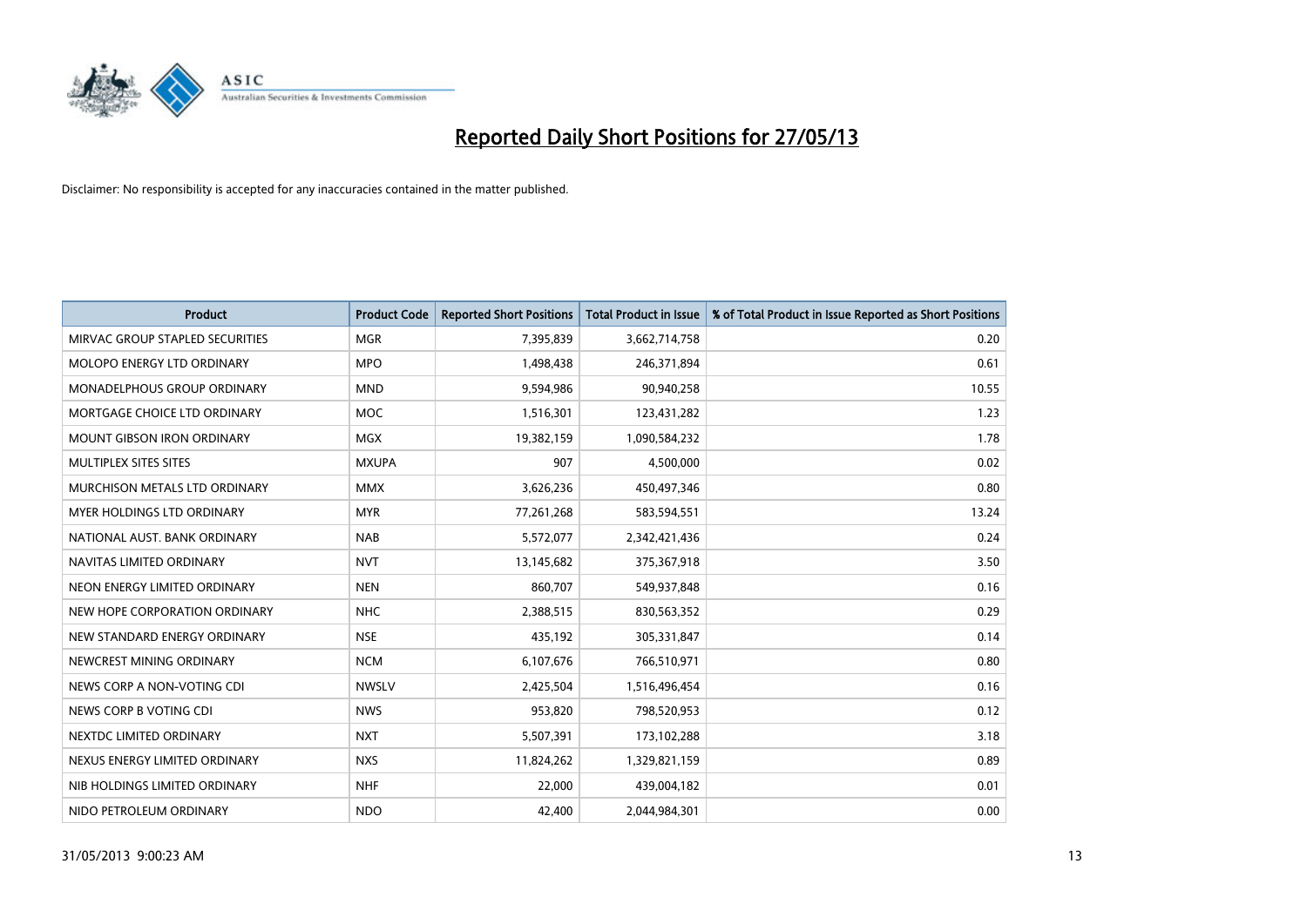# Reported Daily Short Positions for 27/05/13

Disclaimer: No responsibility is accepted for any inaccuracies contained in the matter published.

| Product | Product Code | Reported Short Positions | Total Product in Issue | % of Total Product in Issue Reported as Short Positions |
|---|---|---|---|---|
| MIRVAC GROUP STAPLED SECURITIES | MGR | 7,395,839 | 3,662,714,758 | 0.20 |
| MOLOPO ENERGY LTD ORDINARY | MPO | 1,498,438 | 246,371,894 | 0.61 |
| MONADELPHOUS GROUP ORDINARY | MND | 9,594,986 | 90,940,258 | 10.55 |
| MORTGAGE CHOICE LTD ORDINARY | MOC | 1,516,301 | 123,431,282 | 1.23 |
| MOUNT GIBSON IRON ORDINARY | MGX | 19,382,159 | 1,090,584,232 | 1.78 |
| MULTIPLEX SITES SITES | MXUPA | 907 | 4,500,000 | 0.02 |
| MURCHISON METALS LTD ORDINARY | MMX | 3,626,236 | 450,497,346 | 0.80 |
| MYER HOLDINGS LTD ORDINARY | MYR | 77,261,268 | 583,594,551 | 13.24 |
| NATIONAL AUST. BANK ORDINARY | NAB | 5,572,077 | 2,342,421,436 | 0.24 |
| NAVITAS LIMITED ORDINARY | NVT | 13,145,682 | 375,367,918 | 3.50 |
| NEON ENERGY LIMITED ORDINARY | NEN | 860,707 | 549,937,848 | 0.16 |
| NEW HOPE CORPORATION ORDINARY | NHC | 2,388,515 | 830,563,352 | 0.29 |
| NEW STANDARD ENERGY ORDINARY | NSE | 435,192 | 305,331,847 | 0.14 |
| NEWCREST MINING ORDINARY | NCM | 6,107,676 | 766,510,971 | 0.80 |
| NEWS CORP A NON-VOTING CDI | NWSLV | 2,425,504 | 1,516,496,454 | 0.16 |
| NEWS CORP B VOTING CDI | NWS | 953,820 | 798,520,953 | 0.12 |
| NEXTDC LIMITED ORDINARY | NXT | 5,507,391 | 173,102,288 | 3.18 |
| NEXUS ENERGY LIMITED ORDINARY | NXS | 11,824,262 | 1,329,821,159 | 0.89 |
| NIB HOLDINGS LIMITED ORDINARY | NHF | 22,000 | 439,004,182 | 0.01 |
| NIDO PETROLEUM ORDINARY | NDO | 42,400 | 2,044,984,301 | 0.00 |

31/05/2013 9:00:23 AM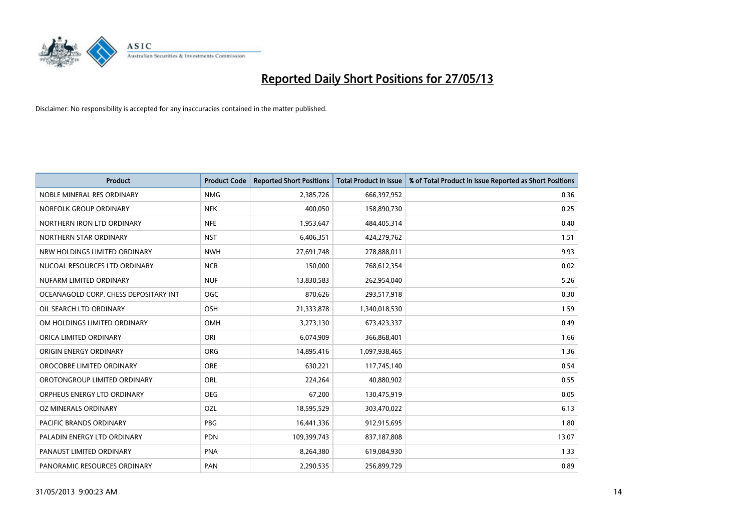# Reported Daily Short Positions for 27/05/13

Disclaimer: No responsibility is accepted for any inaccuracies contained in the matter published.

| Product | Product Code | Reported Short Positions | Total Product in Issue | % of Total Product in Issue Reported as Short Positions |
|---|---|---|---|---|
| NOBLE MINERAL RES ORDINARY | NMG | 2,385,726 | 666,397,952 | 0.36 |
| NORFOLK GROUP ORDINARY | NFK | 400,050 | 158,890,730 | 0.25 |
| NORTHERN IRON LTD ORDINARY | NFE | 1,953,647 | 484,405,314 | 0.40 |
| NORTHERN STAR ORDINARY | NST | 6,406,351 | 424,279,762 | 1.51 |
| NRW HOLDINGS LIMITED ORDINARY | NWH | 27,691,748 | 278,888,011 | 9.93 |
| NUCOAL RESOURCES LTD ORDINARY | NCR | 150,000 | 768,612,354 | 0.02 |
| NUFARM LIMITED ORDINARY | NUF | 13,830,583 | 262,954,040 | 5.26 |
| OCEANAGOLD CORP. CHESS DEPOSITARY INT | OGC | 870,626 | 293,517,918 | 0.30 |
| OIL SEARCH LTD ORDINARY | OSH | 21,333,878 | 1,340,018,530 | 1.59 |
| OM HOLDINGS LIMITED ORDINARY | OMH | 3,273,130 | 673,423,337 | 0.49 |
| ORICA LIMITED ORDINARY | ORI | 6,074,909 | 366,868,401 | 1.66 |
| ORIGIN ENERGY ORDINARY | ORG | 14,895,416 | 1,097,938,465 | 1.36 |
| OROCOBRE LIMITED ORDINARY | ORE | 630,221 | 117,745,140 | 0.54 |
| OROTONGROUP LIMITED ORDINARY | ORL | 224,264 | 40,880,902 | 0.55 |
| ORPHEUS ENERGY LTD ORDINARY | OEG | 67,200 | 130,475,919 | 0.05 |
| OZ MINERALS ORDINARY | OZL | 18,595,529 | 303,470,022 | 6.13 |
| PACIFIC BRANDS ORDINARY | PBG | 16,441,336 | 912,915,695 | 1.80 |
| PALADIN ENERGY LTD ORDINARY | PDN | 109,399,743 | 837,187,808 | 13.07 |
| PANAUST LIMITED ORDINARY | PNA | 8,264,380 | 619,084,930 | 1.33 |
| PANORAMIC RESOURCES ORDINARY | PAN | 2,290,535 | 256,899,729 | 0.89 |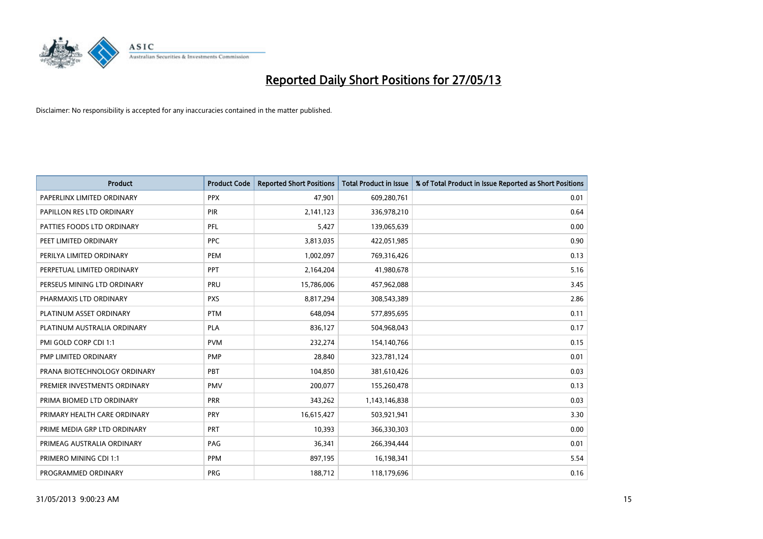# Reported Daily Short Positions for 27/05/13

Disclaimer: No responsibility is accepted for any inaccuracies contained in the matter published.

| Product | Product Code | Reported Short Positions | Total Product in Issue | % of Total Product in Issue Reported as Short Positions |
|---|---|---|---|---|
| PAPERLINX LIMITED ORDINARY | PPX | 47,901 | 609,280,761 | 0.01 |
| PAPILLON RES LTD ORDINARY | PIR | 2,141,123 | 336,978,210 | 0.64 |
| PATTIES FOODS LTD ORDINARY | PFL | 5,427 | 139,065,639 | 0.00 |
| PEET LIMITED ORDINARY | PPC | 3,813,035 | 422,051,985 | 0.90 |
| PERILYA LIMITED ORDINARY | PEM | 1,002,097 | 769,316,426 | 0.13 |
| PERPETUAL LIMITED ORDINARY | PPT | 2,164,204 | 41,980,678 | 5.16 |
| PERSEUS MINING LTD ORDINARY | PRU | 15,786,006 | 457,962,088 | 3.45 |
| PHARMAXIS LTD ORDINARY | PXS | 8,817,294 | 308,543,389 | 2.86 |
| PLATINUM ASSET ORDINARY | PTM | 648,094 | 577,895,695 | 0.11 |
| PLATINUM AUSTRALIA ORDINARY | PLA | 836,127 | 504,968,043 | 0.17 |
| PMI GOLD CORP CDI 1:1 | PVM | 232,274 | 154,140,766 | 0.15 |
| PMP LIMITED ORDINARY | PMP | 28,840 | 323,781,124 | 0.01 |
| PRANA BIOTECHNOLOGY ORDINARY | PBT | 104,850 | 381,610,426 | 0.03 |
| PREMIER INVESTMENTS ORDINARY | PMV | 200,077 | 155,260,478 | 0.13 |
| PRIMA BIOMED LTD ORDINARY | PRR | 343,262 | 1,143,146,838 | 0.03 |
| PRIMARY HEALTH CARE ORDINARY | PRY | 16,615,427 | 503,921,941 | 3.30 |
| PRIME MEDIA GRP LTD ORDINARY | PRT | 10,393 | 366,330,303 | 0.00 |
| PRIMEAG AUSTRALIA ORDINARY | PAG | 36,341 | 266,394,444 | 0.01 |
| PRIMERO MINING CDI 1:1 | PPM | 897,195 | 16,198,341 | 5.54 |
| PROGRAMMED ORDINARY | PRG | 188,712 | 118,179,696 | 0.16 |

31/05/2013 9:00:23 AM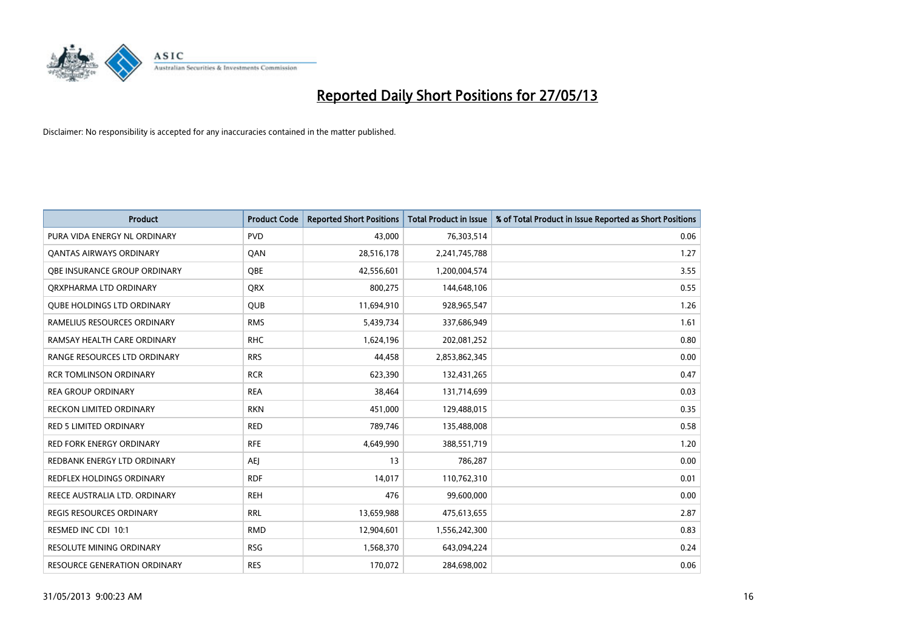# Reported Daily Short Positions for 27/05/13

Disclaimer: No responsibility is accepted for any inaccuracies contained in the matter published.

| Product | Product Code | Reported Short Positions | Total Product in Issue | % of Total Product in Issue Reported as Short Positions |
|---|---|---|---|---|
| PURA VIDA ENERGY NL ORDINARY | PVD | 43,000 | 76,303,514 | 0.06 |
| QANTAS AIRWAYS ORDINARY | QAN | 28,516,178 | 2,241,745,788 | 1.27 |
| QBE INSURANCE GROUP ORDINARY | QBE | 42,556,601 | 1,200,004,574 | 3.55 |
| QRXPHARMA LTD ORDINARY | QRX | 800,275 | 144,648,106 | 0.55 |
| QUBE HOLDINGS LTD ORDINARY | QUB | 11,694,910 | 928,965,547 | 1.26 |
| RAMELIUS RESOURCES ORDINARY | RMS | 5,439,734 | 337,686,949 | 1.61 |
| RAMSAY HEALTH CARE ORDINARY | RHC | 1,624,196 | 202,081,252 | 0.80 |
| RANGE RESOURCES LTD ORDINARY | RRS | 44,458 | 2,853,862,345 | 0.00 |
| RCR TOMLINSON ORDINARY | RCR | 623,390 | 132,431,265 | 0.47 |
| REA GROUP ORDINARY | REA | 38,464 | 131,714,699 | 0.03 |
| RECKON LIMITED ORDINARY | RKN | 451,000 | 129,488,015 | 0.35 |
| RED 5 LIMITED ORDINARY | RED | 789,746 | 135,488,008 | 0.58 |
| RED FORK ENERGY ORDINARY | RFE | 4,649,990 | 388,551,719 | 1.20 |
| REDBANK ENERGY LTD ORDINARY | AEJ | 13 | 786,287 | 0.00 |
| REDFLEX HOLDINGS ORDINARY | RDF | 14,017 | 110,762,310 | 0.01 |
| REECE AUSTRALIA LTD. ORDINARY | REH | 476 | 99,600,000 | 0.00 |
| REGIS RESOURCES ORDINARY | RRL | 13,659,988 | 475,613,655 | 2.87 |
| RESMED INC CDI 10:1 | RMD | 12,904,601 | 1,556,242,300 | 0.83 |
| RESOLUTE MINING ORDINARY | RSG | 1,568,370 | 643,094,224 | 0.24 |
| RESOURCE GENERATION ORDINARY | RES | 170,072 | 284,698,002 | 0.06 |

31/05/2013 9:00:23 AM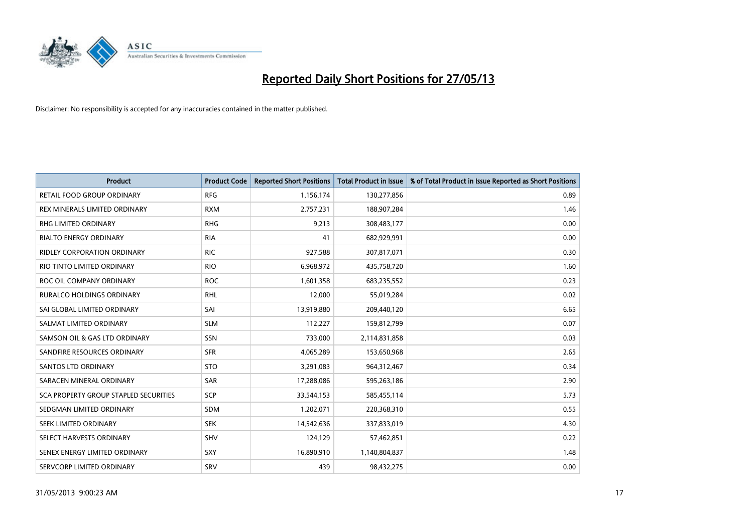# Reported Daily Short Positions for 27/05/13

Disclaimer: No responsibility is accepted for any inaccuracies contained in the matter published.

| Product | Product Code | Reported Short Positions | Total Product in Issue | % of Total Product in Issue Reported as Short Positions |
|---|---|---|---|---|
| RETAIL FOOD GROUP ORDINARY | RFG | 1,156,174 | 130,277,856 | 0.89 |
| REX MINERALS LIMITED ORDINARY | RXM | 2,757,231 | 188,907,284 | 1.46 |
| RHG LIMITED ORDINARY | RHG | 9,213 | 308,483,177 | 0.00 |
| RIALTO ENERGY ORDINARY | RIA | 41 | 682,929,991 | 0.00 |
| RIDLEY CORPORATION ORDINARY | RIC | 927,588 | 307,817,071 | 0.30 |
| RIO TINTO LIMITED ORDINARY | RIO | 6,968,972 | 435,758,720 | 1.60 |
| ROC OIL COMPANY ORDINARY | ROC | 1,601,358 | 683,235,552 | 0.23 |
| RURALCO HOLDINGS ORDINARY | RHL | 12,000 | 55,019,284 | 0.02 |
| SAI GLOBAL LIMITED ORDINARY | SAI | 13,919,880 | 209,440,120 | 6.65 |
| SALMAT LIMITED ORDINARY | SLM | 112,227 | 159,812,799 | 0.07 |
| SAMSON OIL & GAS LTD ORDINARY | SSN | 733,000 | 2,114,831,858 | 0.03 |
| SANDFIRE RESOURCES ORDINARY | SFR | 4,065,289 | 153,650,968 | 2.65 |
| SANTOS LTD ORDINARY | STO | 3,291,083 | 964,312,467 | 0.34 |
| SARACEN MINERAL ORDINARY | SAR | 17,288,086 | 595,263,186 | 2.90 |
| SCA PROPERTY GROUP STAPLED SECURITIES | SCP | 33,544,153 | 585,455,114 | 5.73 |
| SEDGMAN LIMITED ORDINARY | SDM | 1,202,071 | 220,368,310 | 0.55 |
| SEEK LIMITED ORDINARY | SEK | 14,542,636 | 337,833,019 | 4.30 |
| SELECT HARVESTS ORDINARY | SHV | 124,129 | 57,462,851 | 0.22 |
| SENEX ENERGY LIMITED ORDINARY | SXY | 16,890,910 | 1,140,804,837 | 1.48 |
| SERVCORP LIMITED ORDINARY | SRV | 439 | 98,432,275 | 0.00 |

31/05/2013 9:00:23 AM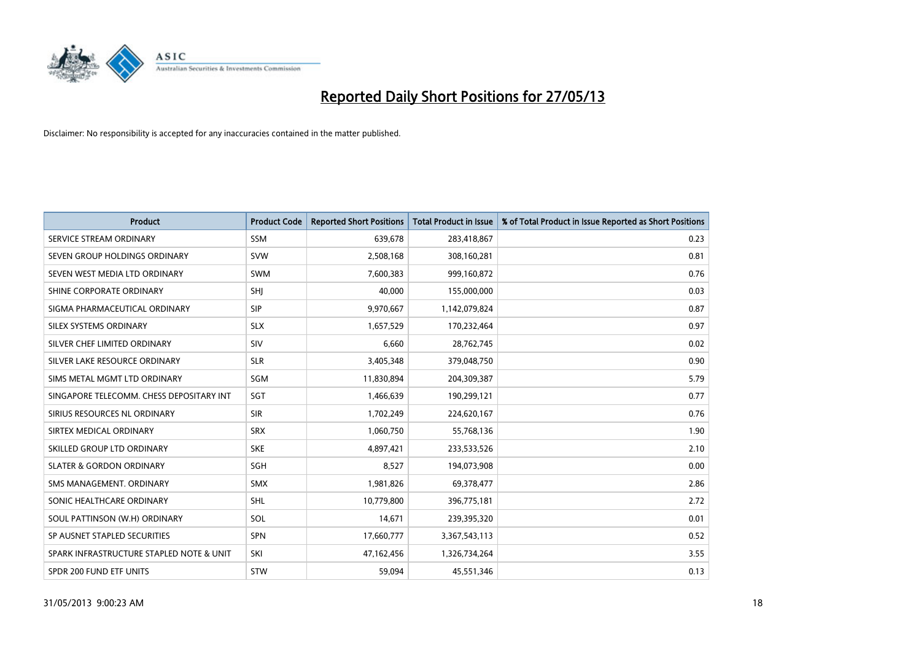# Reported Daily Short Positions for 27/05/13

Disclaimer: No responsibility is accepted for any inaccuracies contained in the matter published.

| Product | Product Code | Reported Short Positions | Total Product in Issue | % of Total Product in Issue Reported as Short Positions |
|---|---|---|---|---|
| SERVICE STREAM ORDINARY | SSM | 639,678 | 283,418,867 | 0.23 |
| SEVEN GROUP HOLDINGS ORDINARY | SVW | 2,508,168 | 308,160,281 | 0.81 |
| SEVEN WEST MEDIA LTD ORDINARY | SWM | 7,600,383 | 999,160,872 | 0.76 |
| SHINE CORPORATE ORDINARY | SHJ | 40,000 | 155,000,000 | 0.03 |
| SIGMA PHARMACEUTICAL ORDINARY | SIP | 9,970,667 | 1,142,079,824 | 0.87 |
| SILEX SYSTEMS ORDINARY | SLX | 1,657,529 | 170,232,464 | 0.97 |
| SILVER CHEF LIMITED ORDINARY | SIV | 6,660 | 28,762,745 | 0.02 |
| SILVER LAKE RESOURCE ORDINARY | SLR | 3,405,348 | 379,048,750 | 0.90 |
| SIMS METAL MGMT LTD ORDINARY | SGM | 11,830,894 | 204,309,387 | 5.79 |
| SINGAPORE TELECOMM. CHESS DEPOSITARY INT | SGT | 1,466,639 | 190,299,121 | 0.77 |
| SIRIUS RESOURCES NL ORDINARY | SIR | 1,702,249 | 224,620,167 | 0.76 |
| SIRTEX MEDICAL ORDINARY | SRX | 1,060,750 | 55,768,136 | 1.90 |
| SKILLED GROUP LTD ORDINARY | SKE | 4,897,421 | 233,533,526 | 2.10 |
| SLATER & GORDON ORDINARY | SGH | 8,527 | 194,073,908 | 0.00 |
| SMS MANAGEMENT. ORDINARY | SMX | 1,981,826 | 69,378,477 | 2.86 |
| SONIC HEALTHCARE ORDINARY | SHL | 10,779,800 | 396,775,181 | 2.72 |
| SOUL PATTINSON (W.H) ORDINARY | SOL | 14,671 | 239,395,320 | 0.01 |
| SP AUSNET STAPLED SECURITIES | SPN | 17,660,777 | 3,367,543,113 | 0.52 |
| SPARK INFRASTRUCTURE STAPLED NOTE & UNIT | SKI | 47,162,456 | 1,326,734,264 | 3.55 |
| SPDR 200 FUND ETF UNITS | STW | 59,094 | 45,551,346 | 0.13 |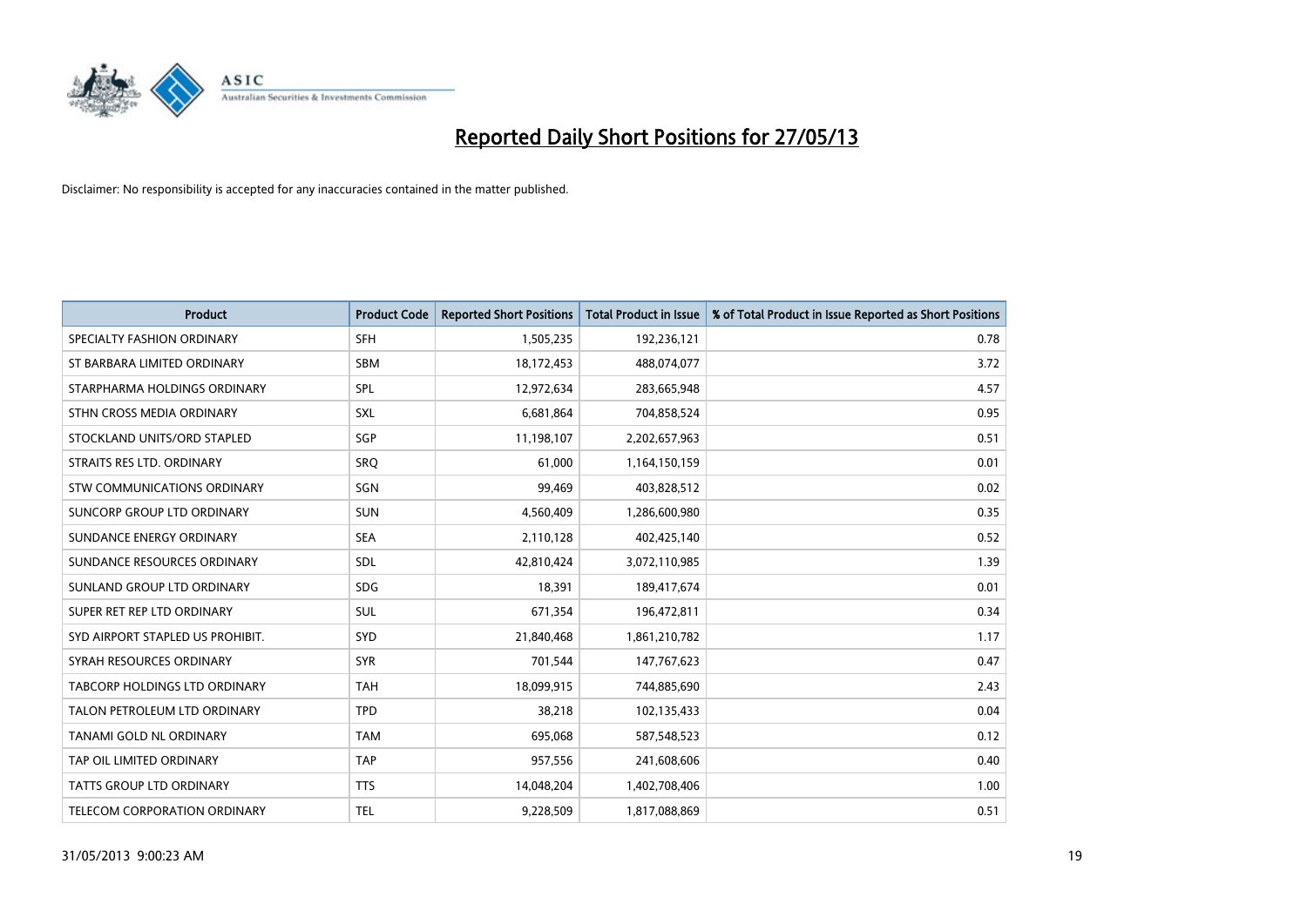# Reported Daily Short Positions for 27/05/13

Disclaimer: No responsibility is accepted for any inaccuracies contained in the matter published.

| Product | Product Code | Reported Short Positions | Total Product in Issue | % of Total Product in Issue Reported as Short Positions |
| --- | --- | --- | --- | --- |
| SPECIALTY FASHION ORDINARY | SFH | 1,505,235 | 192,236,121 | 0.78 |
| ST BARBARA LIMITED ORDINARY | SBM | 18,172,453 | 488,074,077 | 3.72 |
| STARPHARMA HOLDINGS ORDINARY | SPL | 12,972,634 | 283,665,948 | 4.57 |
| STHN CROSS MEDIA ORDINARY | SXL | 6,681,864 | 704,858,524 | 0.95 |
| STOCKLAND UNITS/ORD STAPLED | SGP | 11,198,107 | 2,202,657,963 | 0.51 |
| STRAITS RES LTD. ORDINARY | SRQ | 61,000 | 1,164,150,159 | 0.01 |
| STW COMMUNICATIONS ORDINARY | SGN | 99,469 | 403,828,512 | 0.02 |
| SUNCORP GROUP LTD ORDINARY | SUN | 4,560,409 | 1,286,600,980 | 0.35 |
| SUNDANCE ENERGY ORDINARY | SEA | 2,110,128 | 402,425,140 | 0.52 |
| SUNDANCE RESOURCES ORDINARY | SDL | 42,810,424 | 3,072,110,985 | 1.39 |
| SUNLAND GROUP LTD ORDINARY | SDG | 18,391 | 189,417,674 | 0.01 |
| SUPER RET REP LTD ORDINARY | SUL | 671,354 | 196,472,811 | 0.34 |
| SYD AIRPORT STAPLED US PROHIBIT. | SYD | 21,840,468 | 1,861,210,782 | 1.17 |
| SYRAH RESOURCES ORDINARY | SYR | 701,544 | 147,767,623 | 0.47 |
| TABCORP HOLDINGS LTD ORDINARY | TAH | 18,099,915 | 744,885,690 | 2.43 |
| TALON PETROLEUM LTD ORDINARY | TPD | 38,218 | 102,135,433 | 0.04 |
| TANAMI GOLD NL ORDINARY | TAM | 695,068 | 587,548,523 | 0.12 |
| TAP OIL LIMITED ORDINARY | TAP | 957,556 | 241,608,606 | 0.40 |
| TATTS GROUP LTD ORDINARY | TTS | 14,048,204 | 1,402,708,406 | 1.00 |
| TELECOM CORPORATION ORDINARY | TEL | 9,228,509 | 1,817,088,869 | 0.51 |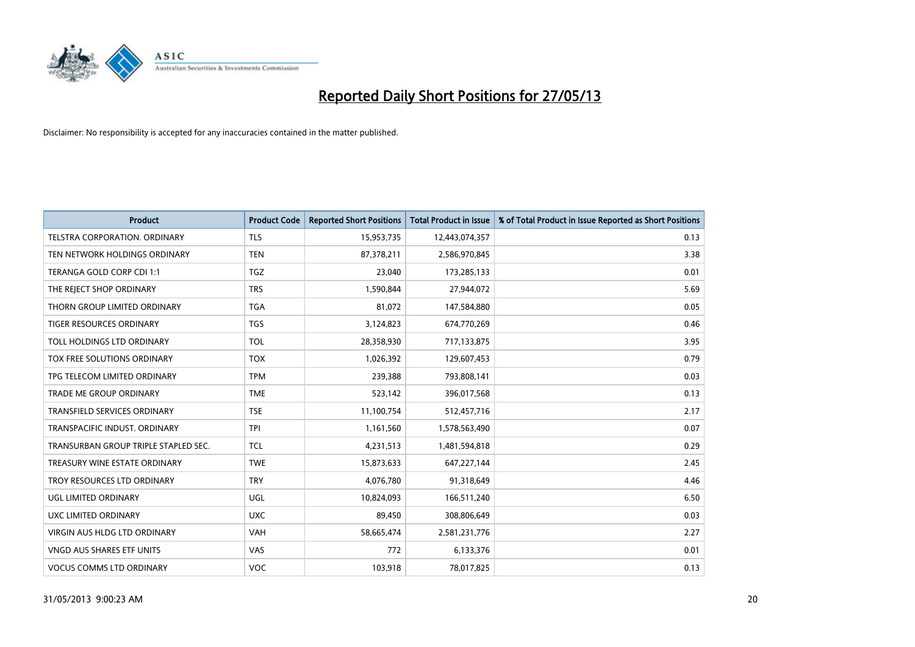# Reported Daily Short Positions for 27/05/13

Disclaimer: No responsibility is accepted for any inaccuracies contained in the matter published.

| Product | Product Code | Reported Short Positions | Total Product in Issue | % of Total Product in Issue Reported as Short Positions |
|---|---|---|---|---|
| TELSTRA CORPORATION. ORDINARY | TLS | 15,953,735 | 12,443,074,357 | 0.13 |
| TEN NETWORK HOLDINGS ORDINARY | TEN | 87,378,211 | 2,586,970,845 | 3.38 |
| TERANGA GOLD CORP CDI 1:1 | TGZ | 23,040 | 173,285,133 | 0.01 |
| THE REJECT SHOP ORDINARY | TRS | 1,590,844 | 27,944,072 | 5.69 |
| THORN GROUP LIMITED ORDINARY | TGA | 81,072 | 147,584,880 | 0.05 |
| TIGER RESOURCES ORDINARY | TGS | 3,124,823 | 674,770,269 | 0.46 |
| TOLL HOLDINGS LTD ORDINARY | TOL | 28,358,930 | 717,133,875 | 3.95 |
| TOX FREE SOLUTIONS ORDINARY | TOX | 1,026,392 | 129,607,453 | 0.79 |
| TPG TELECOM LIMITED ORDINARY | TPM | 239,388 | 793,808,141 | 0.03 |
| TRADE ME GROUP ORDINARY | TME | 523,142 | 396,017,568 | 0.13 |
| TRANSFIELD SERVICES ORDINARY | TSE | 11,100,754 | 512,457,716 | 2.17 |
| TRANSPACIFIC INDUST. ORDINARY | TPI | 1,161,560 | 1,578,563,490 | 0.07 |
| TRANSURBAN GROUP TRIPLE STAPLED SEC. | TCL | 4,231,513 | 1,481,594,818 | 0.29 |
| TREASURY WINE ESTATE ORDINARY | TWE | 15,873,633 | 647,227,144 | 2.45 |
| TROY RESOURCES LTD ORDINARY | TRY | 4,076,780 | 91,318,649 | 4.46 |
| UGL LIMITED ORDINARY | UGL | 10,824,093 | 166,511,240 | 6.50 |
| UXC LIMITED ORDINARY | UXC | 89,450 | 308,806,649 | 0.03 |
| VIRGIN AUS HLDG LTD ORDINARY | VAH | 58,665,474 | 2,581,231,776 | 2.27 |
| VNGD AUS SHARES ETF UNITS | VAS | 772 | 6,133,376 | 0.01 |
| VOCUS COMMS LTD ORDINARY | VOC | 103,918 | 78,017,825 | 0.13 |

31/05/2013 9:00:23 AM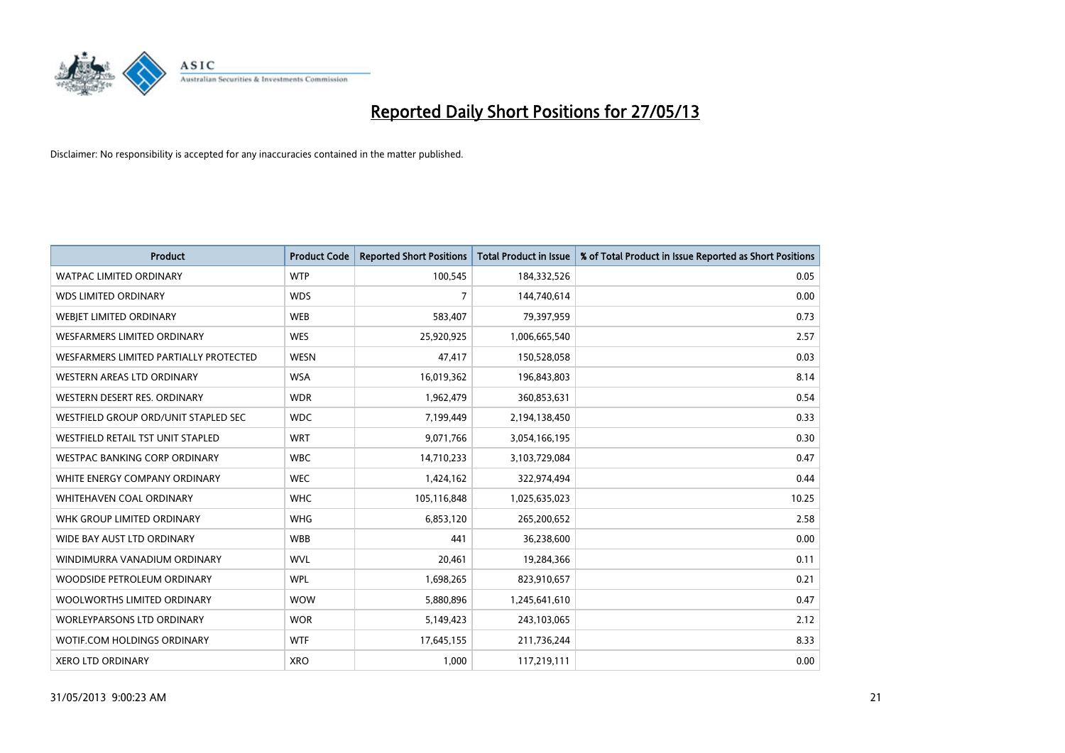# Reported Daily Short Positions for 27/05/13

Disclaimer: No responsibility is accepted for any inaccuracies contained in the matter published.

| Product | Product Code | Reported Short Positions | Total Product in Issue | % of Total Product in Issue Reported as Short Positions |
|---|---|---|---|---|
| WATPAC LIMITED ORDINARY | WTP | 100,545 | 184,332,526 | 0.05 |
| WDS LIMITED ORDINARY | WDS | 7 | 144,740,614 | 0.00 |
| WEBJET LIMITED ORDINARY | WEB | 583,407 | 79,397,959 | 0.73 |
| WESFARMERS LIMITED ORDINARY | WES | 25,920,925 | 1,006,665,540 | 2.57 |
| WESFARMERS LIMITED PARTIALLY PROTECTED | WESN | 47,417 | 150,528,058 | 0.03 |
| WESTERN AREAS LTD ORDINARY | WSA | 16,019,362 | 196,843,803 | 8.14 |
| WESTERN DESERT RES. ORDINARY | WDR | 1,962,479 | 360,853,631 | 0.54 |
| WESTFIELD GROUP ORD/UNIT STAPLED SEC | WDC | 7,199,449 | 2,194,138,450 | 0.33 |
| WESTFIELD RETAIL TST UNIT STAPLED | WRT | 9,071,766 | 3,054,166,195 | 0.30 |
| WESTPAC BANKING CORP ORDINARY | WBC | 14,710,233 | 3,103,729,084 | 0.47 |
| WHITE ENERGY COMPANY ORDINARY | WEC | 1,424,162 | 322,974,494 | 0.44 |
| WHITEHAVEN COAL ORDINARY | WHC | 105,116,848 | 1,025,635,023 | 10.25 |
| WHK GROUP LIMITED ORDINARY | WHG | 6,853,120 | 265,200,652 | 2.58 |
| WIDE BAY AUST LTD ORDINARY | WBB | 441 | 36,238,600 | 0.00 |
| WINDIMURRA VANADIUM ORDINARY | WVL | 20,461 | 19,284,366 | 0.11 |
| WOODSIDE PETROLEUM ORDINARY | WPL | 1,698,265 | 823,910,657 | 0.21 |
| WOOLWORTHS LIMITED ORDINARY | WOW | 5,880,896 | 1,245,641,610 | 0.47 |
| WORLEYPARSONS LTD ORDINARY | WOR | 5,149,423 | 243,103,065 | 2.12 |
| WOTIF.COM HOLDINGS ORDINARY | WTF | 17,645,155 | 211,736,244 | 8.33 |
| XERO LTD ORDINARY | XRO | 1,000 | 117,219,111 | 0.00 |

31/05/2013 9:00:23 AM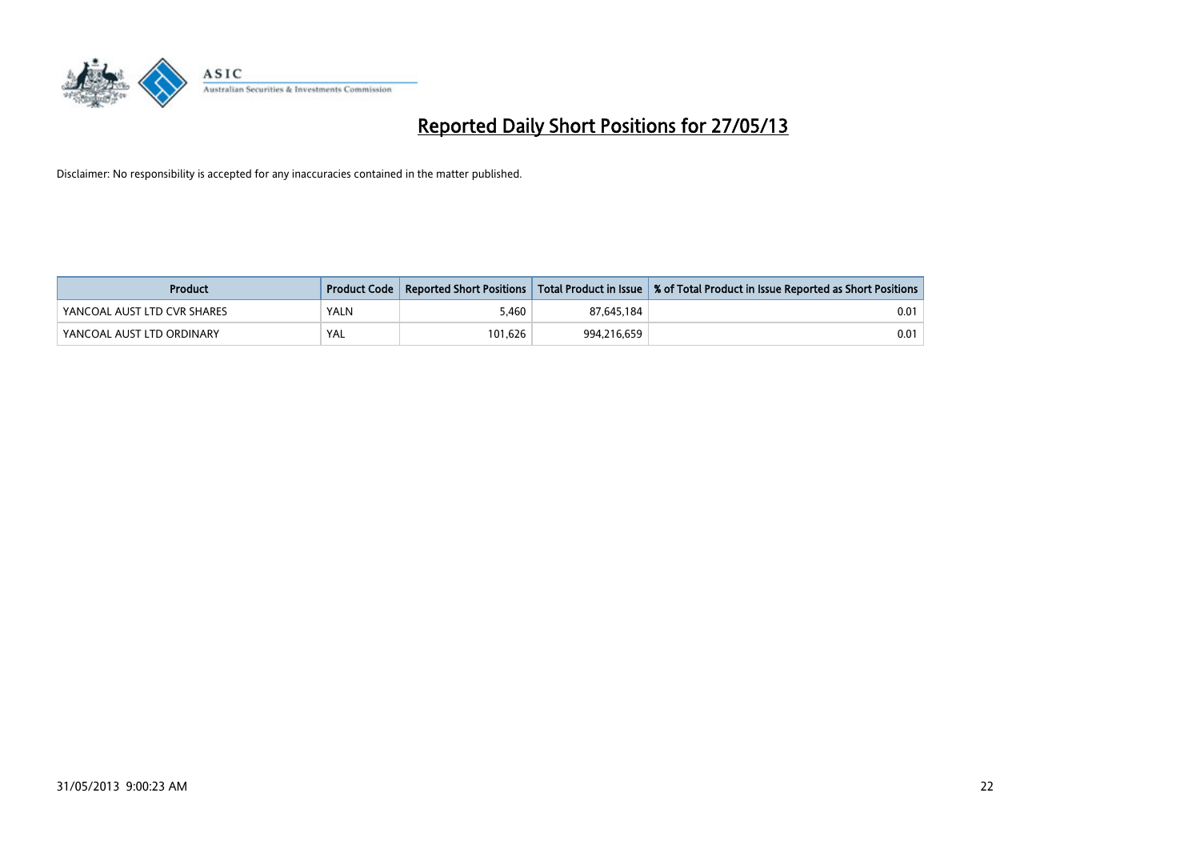# Reported Daily Short Positions for 27/05/13

Disclaimer: No responsibility is accepted for any inaccuracies contained in the matter published.

| Product | Product Code | Reported Short Positions | Total Product in Issue | % of Total Product in Issue Reported as Short Positions |
|---|---|---|---|---|
| YANCOAL AUST LTD CVR SHARES | YALN | 5,460 | 87,645,184 | 0.01 |
| YANCOAL AUST LTD ORDINARY | YAL | 101,626 | 994,216,659 | 0.01 |

31/05/2013 9:00:23 AM